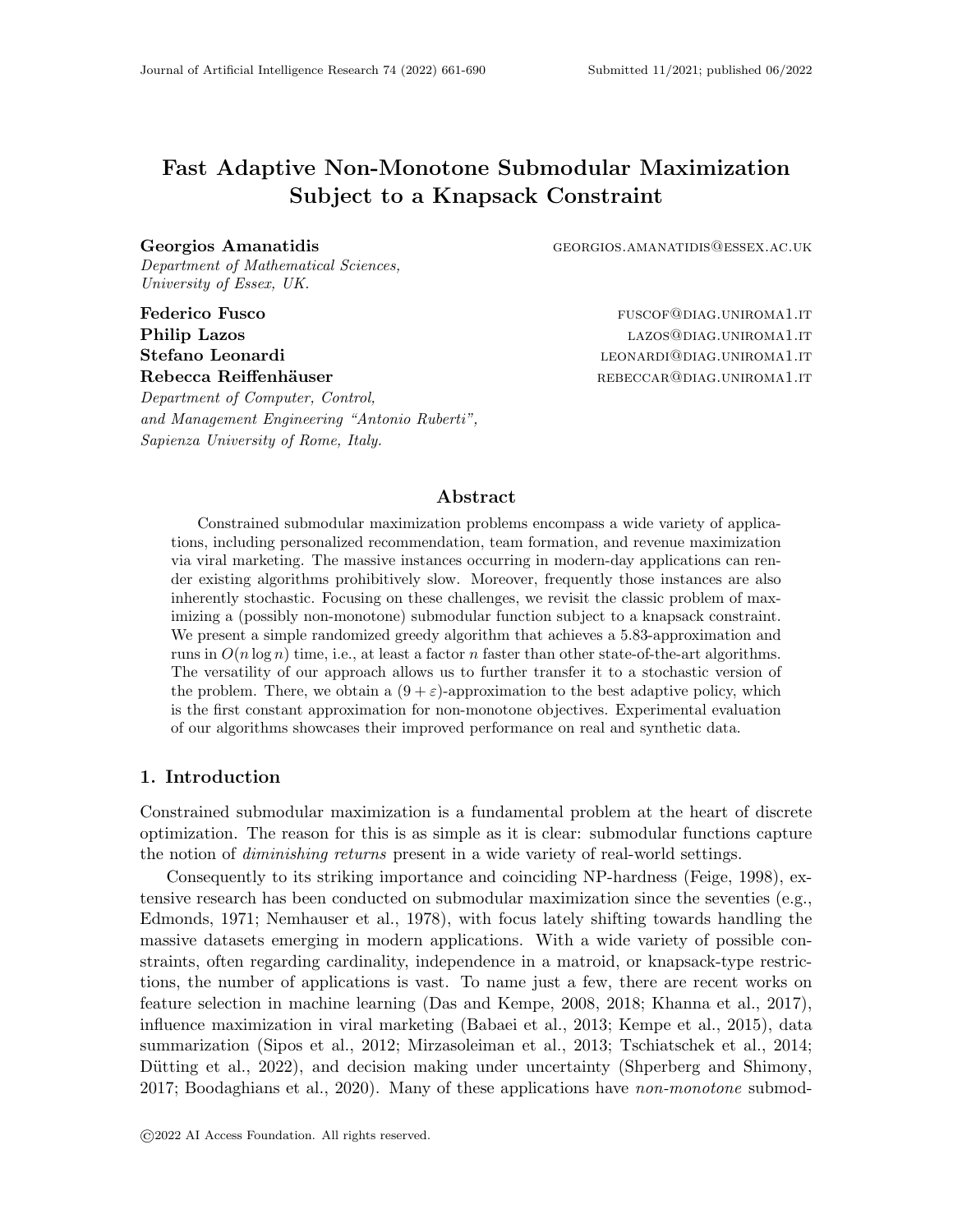# Fast Adaptive Non-Monotone Submodular Maximization Subject to a Knapsack Constraint

**Georgios Amanatidis** GEORGIOS.AMANATIDIS@ESSEX.AC.UK
*Department of Mathematical Sciences, University of Essex, UK.*

**Federico Fusco** FUSCOF@DIAG.UNIROMA1.IT
**Philip Lazos** LAZOS@DIAG.UNIROMA1.IT
**Stefano Leonardi** LEONARDI@DIAG.UNIROMA1.IT
**Rebecca Reiffenhäuser** REBECCAR@DIAG.UNIROMA1.IT
*Department of Computer, Control, and Management Engineering "Antonio Ruberti", Sapienza University of Rome, Italy.*

## Abstract

Constrained submodular maximization problems encompass a wide variety of applications, including personalized recommendation, team formation, and revenue maximization via viral marketing. The massive instances occurring in modern-day applications can render existing algorithms prohibitively slow. Moreover, frequently those instances are also inherently stochastic. Focusing on these challenges, we revisit the classic problem of maximizing a (possibly non-monotone) submodular function subject to a knapsack constraint. We present a simple randomized greedy algorithm that achieves a 5.83-approximation and runs in $O(n \log n)$ time, i.e., at least a factor $n$ faster than other state-of-the-art algorithms. The versatility of our approach allows us to further transfer it to a stochastic version of the problem. There, we obtain a $(9 + \varepsilon)$-approximation to the best adaptive policy, which is the first constant approximation for non-monotone objectives. Experimental evaluation of our algorithms showcases their improved performance on real and synthetic data.

## 1. Introduction

Constrained submodular maximization is a fundamental problem at the heart of discrete optimization. The reason for this is as simple as it is clear: submodular functions capture the notion of *diminishing returns* present in a wide variety of real-world settings.

Consequently to its striking importance and coinciding NP-hardness (Feige, 1998), extensive research has been conducted on submodular maximization since the seventies (e.g., Edmonds, 1971; Nemhauser et al., 1978), with focus lately shifting towards handling the massive datasets emerging in modern applications. With a wide variety of possible constraints, often regarding cardinality, independence in a matroid, or knapsack-type restrictions, the number of applications is vast. To name just a few, there are recent works on feature selection in machine learning (Das and Kempe, 2008, 2018; Khanna et al., 2017), influence maximization in viral marketing (Babaei et al., 2013; Kempe et al., 2015), data summarization (Sipos et al., 2012; Mirzasoleiman et al., 2013; Tschiatschek et al., 2014; Dütting et al., 2022), and decision making under uncertainty (Shperberg and Shimony, 2017; Boodaghians et al., 2020). Many of these applications have *non-monotone* submod-

©2022 AI Access Foundation. All rights reserved.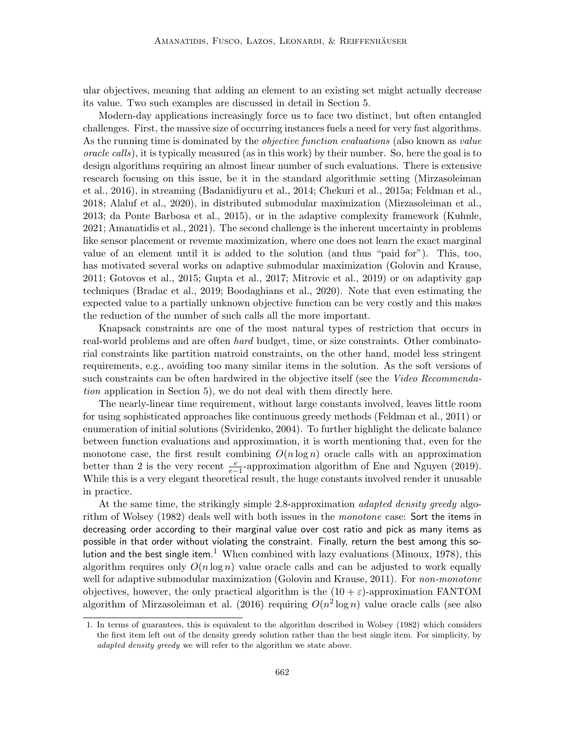ular objectives, meaning that adding an element to an existing set might actually decrease its value. Two such examples are discussed in detail in Section 5.

Modern-day applications increasingly force us to face two distinct, but often entangled challenges. First, the massive size of occurring instances fuels a need for very fast algorithms. As the running time is dominated by the *objective function evaluations* (also known as *value oracle calls*), it is typically measured (as in this work) by their number. So, here the goal is to design algorithms requiring an almost linear number of such evaluations. There is extensive research focusing on this issue, be it in the standard algorithmic setting (Mirzasoleiman et al., 2016), in streaming (Badanidiyuru et al., 2014; Chekuri et al., 2015a; Feldman et al., 2018; Alaluf et al., 2020), in distributed submodular maximization (Mirzasoleiman et al., 2013; da Ponte Barbosa et al., 2015), or in the adaptive complexity framework (Kuhnle, 2021; Amanatidis et al., 2021). The second challenge is the inherent uncertainty in problems like sensor placement or revenue maximization, where one does not learn the exact marginal value of an element until it is added to the solution (and thus "paid for"). This, too, has motivated several works on adaptive submodular maximization (Golovin and Krause, 2011; Gotovos et al., 2015; Gupta et al., 2017; Mitrovic et al., 2019) or on adaptivity gap techniques (Bradac et al., 2019; Boodaghians et al., 2020). Note that even estimating the expected value to a partially unknown objective function can be very costly and this makes the reduction of the number of such calls all the more important.

Knapsack constraints are one of the most natural types of restriction that occurs in real-world problems and are often *hard* budget, time, or size constraints. Other combinatorial constraints like partition matroid constraints, on the other hand, model less stringent requirements, e.g., avoiding too many similar items in the solution. As the soft versions of such constraints can be often hardwired in the objective itself (see the *Video Recommendation* application in Section 5), we do not deal with them directly here.

The nearly-linear time requirement, without large constants involved, leaves little room for using sophisticated approaches like continuous greedy methods (Feldman et al., 2011) or enumeration of initial solutions (Sviridenko, 2004). To further highlight the delicate balance between function evaluations and approximation, it is worth mentioning that, even for the monotone case, the first result combining $O(n \log n)$ oracle calls with an approximation better than 2 is the very recent $\frac{e}{e-1}$-approximation algorithm of Ene and Nguyen (2019). While this is a very elegant theoretical result, the huge constants involved render it unusable in practice.

At the same time, the strikingly simple 2.8-approximation *adapted density greedy* algorithm of Wolsey (1982) deals well with both issues in the *monotone* case: Sort the items in decreasing order according to their marginal value over cost ratio and pick as many items as possible in that order without violating the constraint. Finally, return the best among this solution and the best single item.[1] When combined with lazy evaluations (Minoux, 1978), this algorithm requires only $O(n \log n)$ value oracle calls and can be adjusted to work equally well for adaptive submodular maximization (Golovin and Krause, 2011). For *non-monotone* objectives, however, the only practical algorithm is the $(10 + \varepsilon)$-approximation FANTOM algorithm of Mirzasoleiman et al. (2016) requiring $O(n^2 \log n)$ value oracle calls (see also

1. In terms of guarantees, this is equivalent to the algorithm described in Wolsey (1982) which considers the first item left out of the density greedy solution rather than the best single item. For simplicity, by *adapted density greedy* we will refer to the algorithm we state above.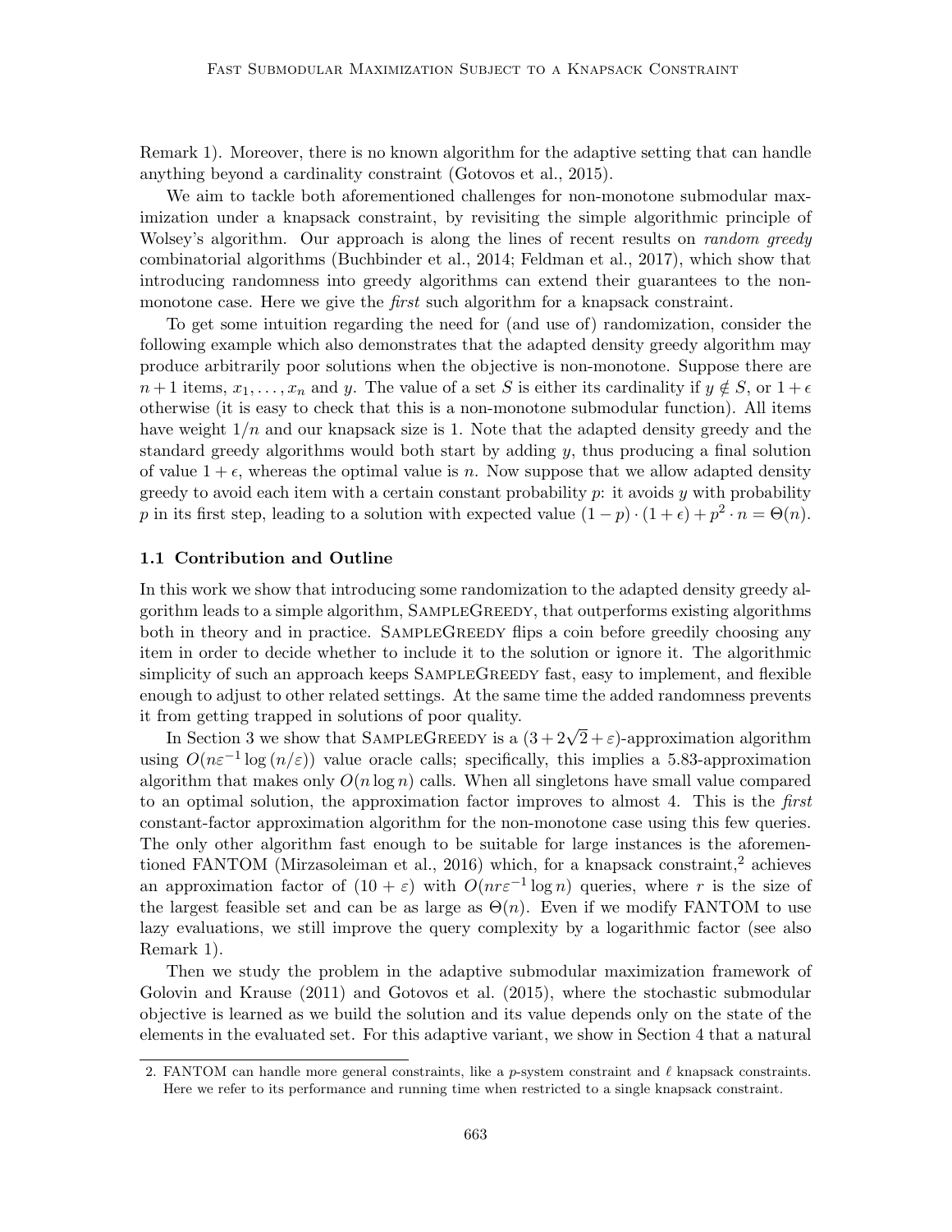Remark 1). Moreover, there is no known algorithm for the adaptive setting that can handle anything beyond a cardinality constraint (Gotovos et al., 2015).

We aim to tackle both aforementioned challenges for non-monotone submodular maximization under a knapsack constraint, by revisiting the simple algorithmic principle of Wolsey's algorithm. Our approach is along the lines of recent results on *random greedy* combinatorial algorithms (Buchbinder et al., 2014; Feldman et al., 2017), which show that introducing randomness into greedy algorithms can extend their guarantees to the non-monotone case. Here we give the *first* such algorithm for a knapsack constraint.

To get some intuition regarding the need for (and use of) randomization, consider the following example which also demonstrates that the adapted density greedy algorithm may produce arbitrarily poor solutions when the objective is non-monotone. Suppose there are $n+1$ items, $x_1, \ldots, x_n$ and $y$. The value of a set $S$ is either its cardinality if $y \notin S$, or $1+\epsilon$ otherwise (it is easy to check that this is a non-monotone submodular function). All items have weight $1/n$ and our knapsack size is 1. Note that the adapted density greedy and the standard greedy algorithms would both start by adding $y$, thus producing a final solution of value $1+\epsilon$, whereas the optimal value is $n$. Now suppose that we allow adapted density greedy to avoid each item with a certain constant probability $p$: it avoids $y$ with probability $p$ in its first step, leading to a solution with expected value $(1-p)\cdot(1+\epsilon)+p^2\cdot n = \Theta(n)$.

### 1.1 Contribution and Outline

In this work we show that introducing some randomization to the adapted density greedy algorithm leads to a simple algorithm, SampleGreedy, that outperforms existing algorithms both in theory and in practice. SampleGreedy flips a coin before greedily choosing any item in order to decide whether to include it to the solution or ignore it. The algorithmic simplicity of such an approach keeps SampleGreedy fast, easy to implement, and flexible enough to adjust to other related settings. At the same time the added randomness prevents it from getting trapped in solutions of poor quality.

In Section 3 we show that SampleGreedy is a $(3+2\sqrt{2}+\varepsilon)$-approximation algorithm using $O(n\varepsilon^{-1}\log(n/\varepsilon))$ value oracle calls; specifically, this implies a 5.83-approximation algorithm that makes only $O(n \log n)$ calls. When all singletons have small value compared to an optimal solution, the approximation factor improves to almost 4. This is the *first* constant-factor approximation algorithm for the non-monotone case using this few queries. The only other algorithm fast enough to be suitable for large instances is the aforementioned FANTOM (Mirzasoleiman et al., 2016) which, for a knapsack constraint,[2] achieves an approximation factor of $(10+\varepsilon)$ with $O(nr\varepsilon^{-1}\log n)$ queries, where $r$ is the size of the largest feasible set and can be as large as $\Theta(n)$. Even if we modify FANTOM to use lazy evaluations, we still improve the query complexity by a logarithmic factor (see also Remark 1).

Then we study the problem in the adaptive submodular maximization framework of Golovin and Krause (2011) and Gotovos et al. (2015), where the stochastic submodular objective is learned as we build the solution and its value depends only on the state of the elements in the evaluated set. For this adaptive variant, we show in Section 4 that a natural

2. FANTOM can handle more general constraints, like a $p$-system constraint and $\ell$ knapsack constraints. Here we refer to its performance and running time when restricted to a single knapsack constraint.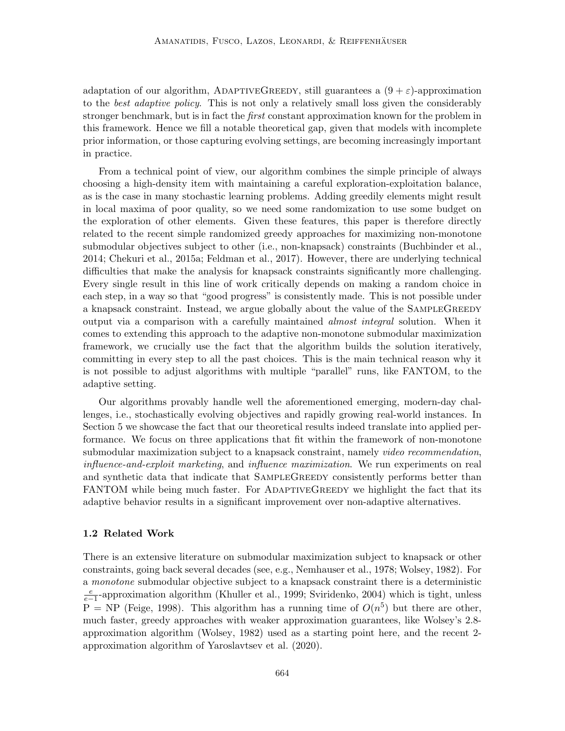adaptation of our algorithm, AdaptiveGreedy, still guarantees a $(9 + \varepsilon)$-approximation to the *best adaptive policy*. This is not only a relatively small loss given the considerably stronger benchmark, but is in fact the *first* constant approximation known for the problem in this framework. Hence we fill a notable theoretical gap, given that models with incomplete prior information, or those capturing evolving settings, are becoming increasingly important in practice.

From a technical point of view, our algorithm combines the simple principle of always choosing a high-density item with maintaining a careful exploration-exploitation balance, as is the case in many stochastic learning problems. Adding greedily elements might result in local maxima of poor quality, so we need some randomization to use some budget on the exploration of other elements. Given these features, this paper is therefore directly related to the recent simple randomized greedy approaches for maximizing non-monotone submodular objectives subject to other (i.e., non-knapsack) constraints (Buchbinder et al., 2014; Chekuri et al., 2015a; Feldman et al., 2017). However, there are underlying technical difficulties that make the analysis for knapsack constraints significantly more challenging. Every single result in this line of work critically depends on making a random choice in each step, in a way so that "good progress" is consistently made. This is not possible under a knapsack constraint. Instead, we argue globally about the value of the SampleGreedy output via a comparison with a carefully maintained *almost integral* solution. When it comes to extending this approach to the adaptive non-monotone submodular maximization framework, we crucially use the fact that the algorithm builds the solution iteratively, committing in every step to all the past choices. This is the main technical reason why it is not possible to adjust algorithms with multiple "parallel" runs, like FANTOM, to the adaptive setting.

Our algorithms provably handle well the aforementioned emerging, modern-day challenges, i.e., stochastically evolving objectives and rapidly growing real-world instances. In Section 5 we showcase the fact that our theoretical results indeed translate into applied performance. We focus on three applications that fit within the framework of non-monotone submodular maximization subject to a knapsack constraint, namely *video recommendation*, *influence-and-exploit marketing*, and *influence maximization*. We run experiments on real and synthetic data that indicate that SampleGreedy consistently performs better than FANTOM while being much faster. For AdaptiveGreedy we highlight the fact that its adaptive behavior results in a significant improvement over non-adaptive alternatives.

### 1.2 Related Work

There is an extensive literature on submodular maximization subject to knapsack or other constraints, going back several decades (see, e.g., Nemhauser et al., 1978; Wolsey, 1982). For a *monotone* submodular objective subject to a knapsack constraint there is a deterministic $\frac{e}{e-1}$-approximation algorithm (Khuller et al., 1999; Sviridenko, 2004) which is tight, unless P = NP (Feige, 1998). This algorithm has a running time of $O(n^5)$ but there are other, much faster, greedy approaches with weaker approximation guarantees, like Wolsey's 2.8-approximation algorithm (Wolsey, 1982) used as a starting point here, and the recent 2-approximation algorithm of Yaroslavtsev et al. (2020).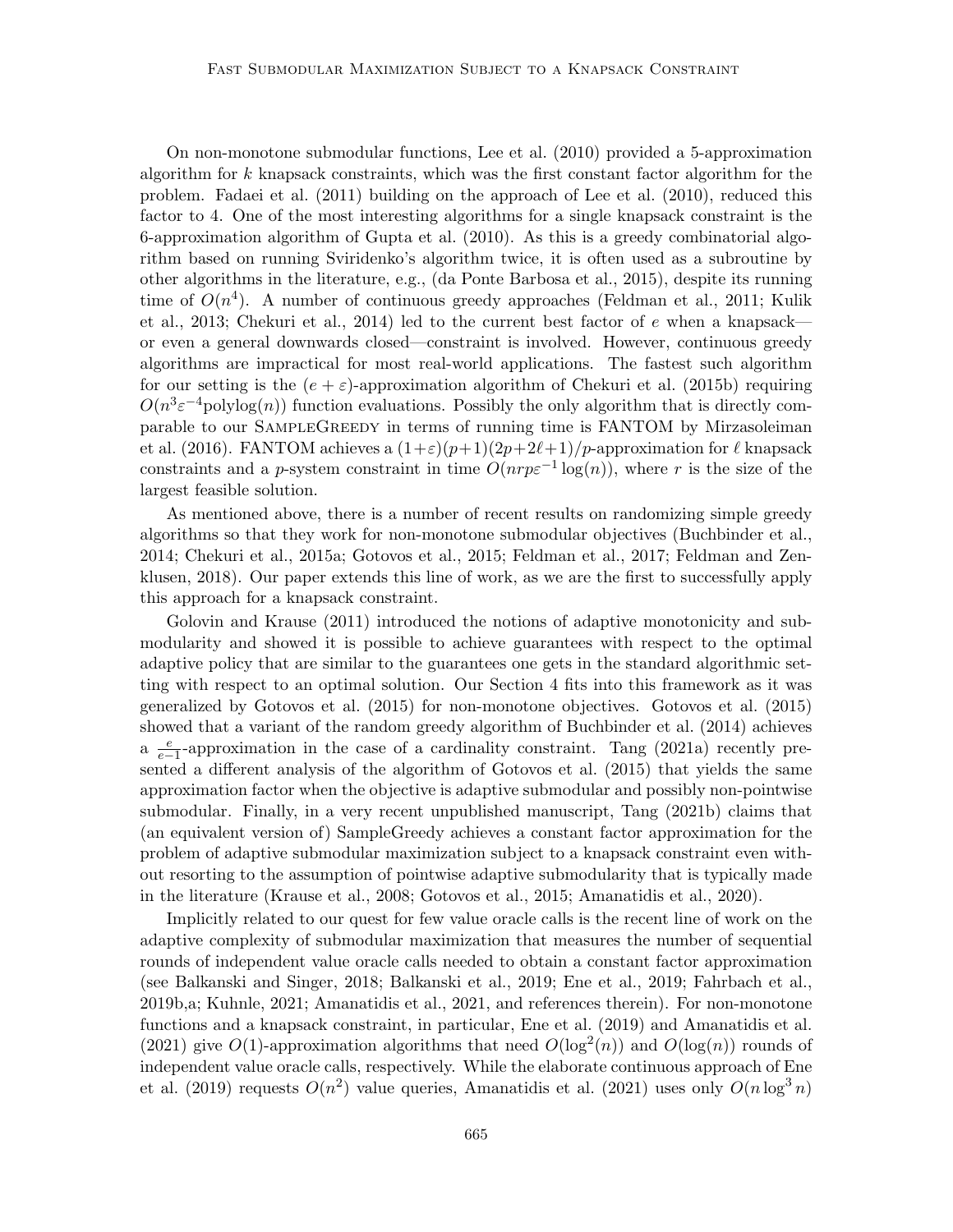On non-monotone submodular functions, Lee et al. (2010) provided a 5-approximation algorithm for $k$ knapsack constraints, which was the first constant factor algorithm for the problem. Fadaei et al. (2011) building on the approach of Lee et al. (2010), reduced this factor to 4. One of the most interesting algorithms for a single knapsack constraint is the 6-approximation algorithm of Gupta et al. (2010). As this is a greedy combinatorial algorithm based on running Sviridenko's algorithm twice, it is often used as a subroutine by other algorithms in the literature, e.g., (da Ponte Barbosa et al., 2015), despite its running time of $O(n^4)$. A number of continuous greedy approaches (Feldman et al., 2011; Kulik et al., 2013; Chekuri et al., 2014) led to the current best factor of $e$ when a knapsack—or even a general downwards closed—constraint is involved. However, continuous greedy algorithms are impractical for most real-world applications. The fastest such algorithm for our setting is the $(e + \varepsilon)$-approximation algorithm of Chekuri et al. (2015b) requiring $O(n^3\varepsilon^{-4}\text{polylog}(n))$ function evaluations. Possibly the only algorithm that is directly comparable to our SampleGreedy in terms of running time is FANTOM by Mirzasoleiman et al. (2016). FANTOM achieves a $(1+\varepsilon)(p+1)(2p+2\ell+1)/p$-approximation for $\ell$ knapsack constraints and a $p$-system constraint in time $O(nrp\varepsilon^{-1}\log(n))$, where $r$ is the size of the largest feasible solution.

As mentioned above, there is a number of recent results on randomizing simple greedy algorithms so that they work for non-monotone submodular objectives (Buchbinder et al., 2014; Chekuri et al., 2015a; Gotovos et al., 2015; Feldman et al., 2017; Feldman and Zenklusen, 2018). Our paper extends this line of work, as we are the first to successfully apply this approach for a knapsack constraint.

Golovin and Krause (2011) introduced the notions of adaptive monotonicity and submodularity and showed it is possible to achieve guarantees with respect to the optimal adaptive policy that are similar to the guarantees one gets in the standard algorithmic setting with respect to an optimal solution. Our Section 4 fits into this framework as it was generalized by Gotovos et al. (2015) for non-monotone objectives. Gotovos et al. (2015) showed that a variant of the random greedy algorithm of Buchbinder et al. (2014) achieves a $\frac{e}{e-1}$-approximation in the case of a cardinality constraint. Tang (2021a) recently presented a different analysis of the algorithm of Gotovos et al. (2015) that yields the same approximation factor when the objective is adaptive submodular and possibly non-pointwise submodular. Finally, in a very recent unpublished manuscript, Tang (2021b) claims that (an equivalent version of) SampleGreedy achieves a constant factor approximation for the problem of adaptive submodular maximization subject to a knapsack constraint even without resorting to the assumption of pointwise adaptive submodularity that is typically made in the literature (Krause et al., 2008; Gotovos et al., 2015; Amanatidis et al., 2020).

Implicitly related to our quest for few value oracle calls is the recent line of work on the adaptive complexity of submodular maximization that measures the number of sequential rounds of independent value oracle calls needed to obtain a constant factor approximation (see Balkanski and Singer, 2018; Balkanski et al., 2019; Ene et al., 2019; Fahrbach et al., 2019b,a; Kuhnle, 2021; Amanatidis et al., 2021, and references therein). For non-monotone functions and a knapsack constraint, in particular, Ene et al. (2019) and Amanatidis et al. (2021) give $O(1)$-approximation algorithms that need $O(\log^2(n))$ and $O(\log(n))$ rounds of independent value oracle calls, respectively. While the elaborate continuous approach of Ene et al. (2019) requests $O(n^2)$ value queries, Amanatidis et al. (2021) uses only $O(n\log^3 n)$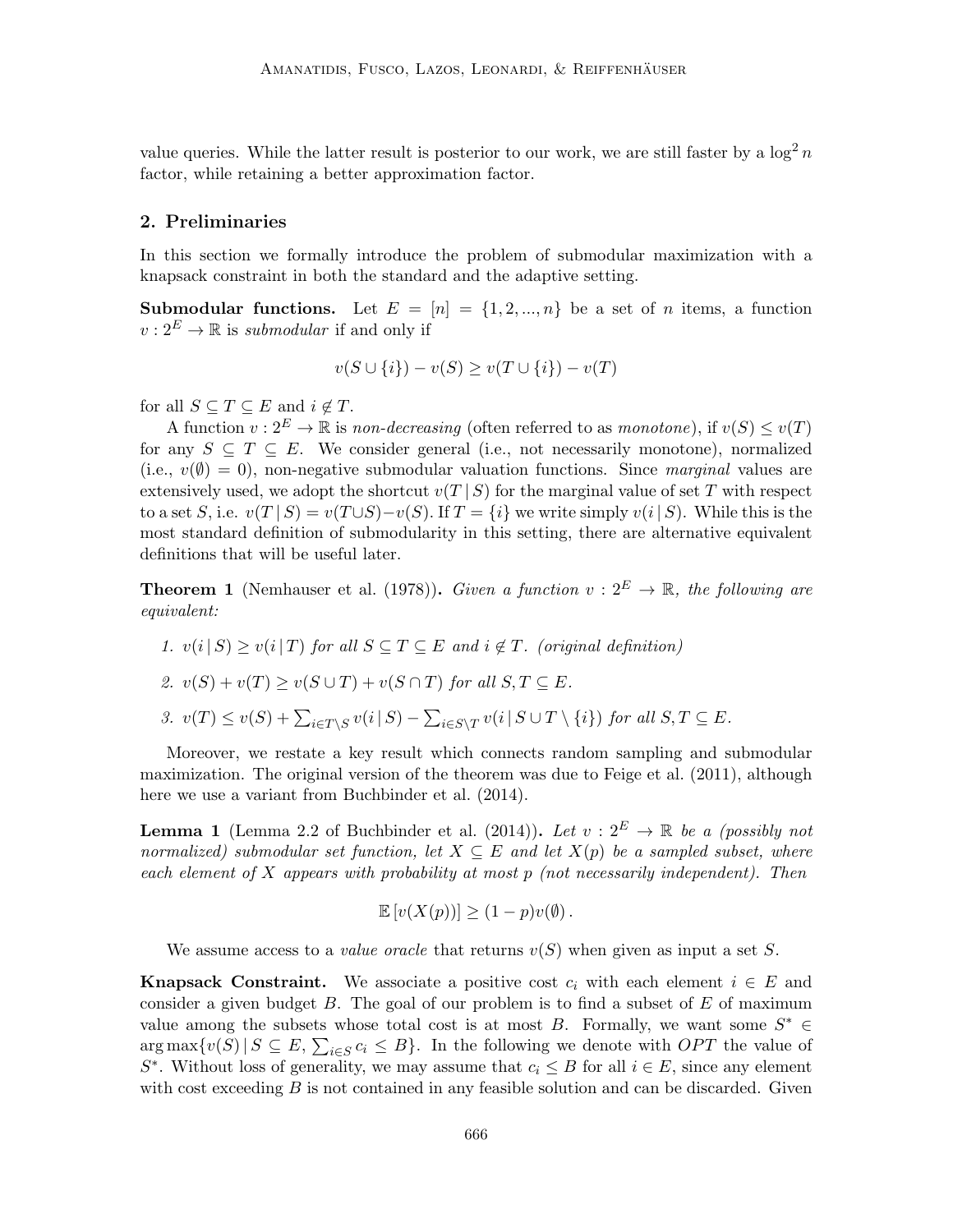value queries. While the latter result is posterior to our work, we are still faster by a $\log^2 n$ factor, while retaining a better approximation factor.

## 2. Preliminaries

In this section we formally introduce the problem of submodular maximization with a knapsack constraint in both the standard and the adaptive setting.

**Submodular functions.** Let $E = [n] = \{1, 2, ..., n\}$ be a set of $n$ items, a function $v : 2^E \to \mathbb{R}$ is *submodular* if and only if

$$v(S \cup \{i\}) - v(S) \geq v(T \cup \{i\}) - v(T)$$

for all $S \subseteq T \subseteq E$ and $i \notin T$.

A function $v : 2^E \to \mathbb{R}$ is *non-decreasing* (often referred to as *monotone*), if $v(S) \leq v(T)$ for any $S \subseteq T \subseteq E$. We consider general (i.e., not necessarily monotone), normalized (i.e., $v(\emptyset) = 0$), non-negative submodular valuation functions. Since *marginal* values are extensively used, we adopt the shortcut $v(T \,|\, S)$ for the marginal value of set $T$ with respect to a set $S$, i.e. $v(T \,|\, S) = v(T \cup S) - v(S)$. If $T = \{i\}$ we write simply $v(i \,|\, S)$. While this is the most standard definition of submodularity in this setting, there are alternative equivalent definitions that will be useful later.

**Theorem 1** (Nemhauser et al. (1978))**.** *Given a function $v : 2^E \to \mathbb{R}$, the following are equivalent:*

1. *$v(i \,|\, S) \geq v(i \,|\, T)$ for all $S \subseteq T \subseteq E$ and $i \notin T$. (original definition)*
2. *$v(S) + v(T) \geq v(S \cup T) + v(S \cap T)$ for all $S, T \subseteq E$.*
3. *$v(T) \leq v(S) + \sum_{i \in T \setminus S} v(i \,|\, S) - \sum_{i \in S \setminus T} v(i \,|\, S \cup T \setminus \{i\})$ for all $S, T \subseteq E$.*

Moreover, we restate a key result which connects random sampling and submodular maximization. The original version of the theorem was due to Feige et al. (2011), although here we use a variant from Buchbinder et al. (2014).

**Lemma 1** (Lemma 2.2 of Buchbinder et al. (2014))**.** *Let $v : 2^E \to \mathbb{R}$ be a (possibly not normalized) submodular set function, let $X \subseteq E$ and let $X(p)$ be a sampled subset, where each element of $X$ appears with probability at most $p$ (not necessarily independent). Then*

$$\mathbb{E}\left[v(X(p))\right] \geq (1-p)v(\emptyset)\,.$$

We assume access to a *value oracle* that returns $v(S)$ when given as input a set $S$.

**Knapsack Constraint.** We associate a positive cost $c_i$ with each element $i \in E$ and consider a given budget $B$. The goal of our problem is to find a subset of $E$ of maximum value among the subsets whose total cost is at most $B$. Formally, we want some $S^* \in \arg\max\{v(S) \,|\, S \subseteq E,\, \sum_{i \in S} c_i \leq B\}$. In the following we denote with $OPT$ the value of $S^*$. Without loss of generality, we may assume that $c_i \leq B$ for all $i \in E$, since any element with cost exceeding $B$ is not contained in any feasible solution and can be discarded. Given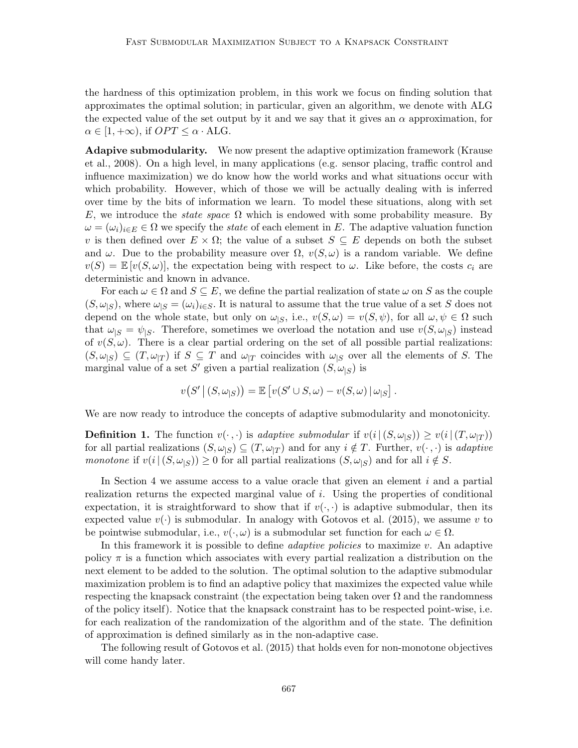the hardness of this optimization problem, in this work we focus on finding solution that approximates the optimal solution; in particular, given an algorithm, we denote with ALG the expected value of the set output by it and we say that it gives an $\alpha$ approximation, for $\alpha \in [1, +\infty)$, if $OPT \leq \alpha \cdot \text{ALG}$.

**Adapive submodularity.** We now present the adaptive optimization framework (Krause et al., 2008). On a high level, in many applications (e.g. sensor placing, traffic control and influence maximization) we do know how the world works and what situations occur with which probability. However, which of those we will be actually dealing with is inferred over time by the bits of information we learn. To model these situations, along with set $E$, we introduce the *state space* $\Omega$ which is endowed with some probability measure. By $\omega = (\omega_i)_{i \in E} \in \Omega$ we specify the *state* of each element in $E$. The adaptive valuation function $v$ is then defined over $E \times \Omega$; the value of a subset $S \subseteq E$ depends on both the subset and $\omega$. Due to the probability measure over $\Omega$, $v(S, \omega)$ is a random variable. We define $v(S) = \mathbb{E}[v(S, \omega)]$, the expectation being with respect to $\omega$. Like before, the costs $c_i$ are deterministic and known in advance.

For each $\omega \in \Omega$ and $S \subseteq E$, we define the partial realization of state $\omega$ on $S$ as the couple $(S, \omega_{|S})$, where $\omega_{|S} = (\omega_i)_{i \in S}$. It is natural to assume that the true value of a set $S$ does not depend on the whole state, but only on $\omega_{|S}$, i.e., $v(S, \omega) = v(S, \psi)$, for all $\omega, \psi \in \Omega$ such that $\omega_{|S} = \psi_{|S}$. Therefore, sometimes we overload the notation and use $v(S, \omega_{|S})$ instead of $v(S, \omega)$. There is a clear partial ordering on the set of all possible partial realizations: $(S, \omega_{|S}) \subseteq (T, \omega_{|T})$ if $S \subseteq T$ and $\omega_{|T}$ coincides with $\omega_{|S}$ over all the elements of $S$. The marginal value of a set $S'$ given a partial realization $(S, \omega_{|S})$ is

$$v\big(S' \,\big|\, (S, \omega_{|S})\big) = \mathbb{E}\left[v(S' \cup S, \omega) - v(S, \omega) \,|\, \omega_{|S}\right].$$

We are now ready to introduce the concepts of adaptive submodularity and monotonicity.

**Definition 1.** The function $v(\cdot, \cdot)$ is *adaptive submodular* if $v(i \,|\, (S, \omega_{|S})) \geq v(i \,|\, (T, \omega_{|T}))$ for all partial realizations $(S, \omega_{|S}) \subseteq (T, \omega_{|T})$ and for any $i \notin T$. Further, $v(\cdot, \cdot)$ is *adaptive monotone* if $v(i \,|\, (S, \omega_{|S})) \geq 0$ for all partial realizations $(S, \omega_{|S})$ and for all $i \notin S$.

In Section 4 we assume access to a value oracle that given an element $i$ and a partial realization returns the expected marginal value of $i$. Using the properties of conditional expectation, it is straightforward to show that if $v(\cdot, \cdot)$ is adaptive submodular, then its expected value $v(\cdot)$ is submodular. In analogy with Gotovos et al. (2015), we assume $v$ to be pointwise submodular, i.e., $v(\cdot, \omega)$ is a submodular set function for each $\omega \in \Omega$.

In this framework it is possible to define *adaptive policies* to maximize $v$. An adaptive policy $\pi$ is a function which associates with every partial realization a distribution on the next element to be added to the solution. The optimal solution to the adaptive submodular maximization problem is to find an adaptive policy that maximizes the expected value while respecting the knapsack constraint (the expectation being taken over $\Omega$ and the randomness of the policy itself). Notice that the knapsack constraint has to be respected point-wise, i.e. for each realization of the randomization of the algorithm and of the state. The definition of approximation is defined similarly as in the non-adaptive case.

The following result of Gotovos et al. (2015) that holds even for non-monotone objectives will come handy later.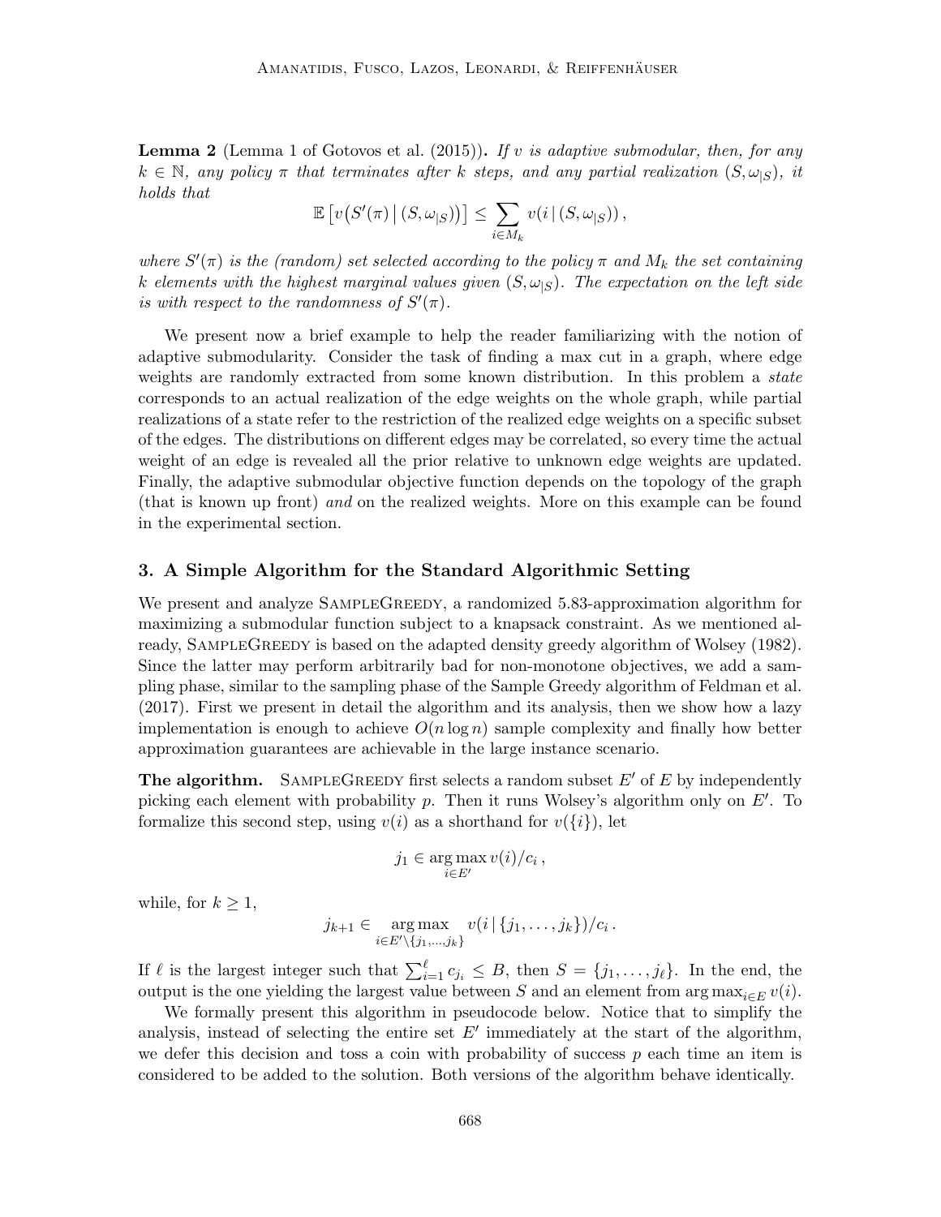**Lemma 2** (Lemma 1 of Gotovos et al. (2015))**.** *If $v$ is adaptive submodular, then, for any $k \in \mathbb{N}$, any policy $\pi$ that terminates after $k$ steps, and any partial realization $(S, \omega_{|S})$, it holds that*

$$\mathbb{E}\left[v\big(S'(\pi) \,\big|\, (S, \omega_{|S})\big)\right] \leq \sum_{i \in M_k} v(i \,|\, (S, \omega_{|S}))\,,$$

*where $S'(\pi)$ is the (random) set selected according to the policy $\pi$ and $M_k$ the set containing $k$ elements with the highest marginal values given $(S, \omega_{|S})$. The expectation on the left side is with respect to the randomness of $S'(\pi)$.*

We present now a brief example to help the reader familiarizing with the notion of adaptive submodularity. Consider the task of finding a max cut in a graph, where edge weights are randomly extracted from some known distribution. In this problem a *state* corresponds to an actual realization of the edge weights on the whole graph, while partial realizations of a state refer to the restriction of the realized edge weights on a specific subset of the edges. The distributions on different edges may be correlated, so every time the actual weight of an edge is revealed all the prior relative to unknown edge weights are updated. Finally, the adaptive submodular objective function depends on the topology of the graph (that is known up front) *and* on the realized weights. More on this example can be found in the experimental section.

## 3. A Simple Algorithm for the Standard Algorithmic Setting

We present and analyze SampleGreedy, a randomized 5.83-approximation algorithm for maximizing a submodular function subject to a knapsack constraint. As we mentioned already, SampleGreedy is based on the adapted density greedy algorithm of Wolsey (1982). Since the latter may perform arbitrarily bad for non-monotone objectives, we add a sampling phase, similar to the sampling phase of the Sample Greedy algorithm of Feldman et al. (2017). First we present in detail the algorithm and its analysis, then we show how a lazy implementation is enough to achieve $O(n \log n)$ sample complexity and finally how better approximation guarantees are achievable in the large instance scenario.

**The algorithm.** SampleGreedy first selects a random subset $E'$ of $E$ by independently picking each element with probability $p$. Then it runs Wolsey's algorithm only on $E'$. To formalize this second step, using $v(i)$ as a shorthand for $v(\{i\})$, let

$$j_1 \in \operatorname*{arg\,max}_{i \in E'} v(i)/c_i\,,$$

while, for $k \geq 1$,

$$j_{k+1} \in \operatorname*{arg\,max}_{i \in E' \setminus \{j_1, \ldots, j_k\}} v(i \,|\, \{j_1, \ldots, j_k\})/c_i\,.$$

If $\ell$ is the largest integer such that $\sum_{i=1}^{\ell} c_{j_i} \leq B$, then $S = \{j_1, \ldots, j_\ell\}$. In the end, the output is the one yielding the largest value between $S$ and an element from $\arg\max_{i \in E} v(i)$.

We formally present this algorithm in pseudocode below. Notice that to simplify the analysis, instead of selecting the entire set $E'$ immediately at the start of the algorithm, we defer this decision and toss a coin with probability of success $p$ each time an item is considered to be added to the solution. Both versions of the algorithm behave identically.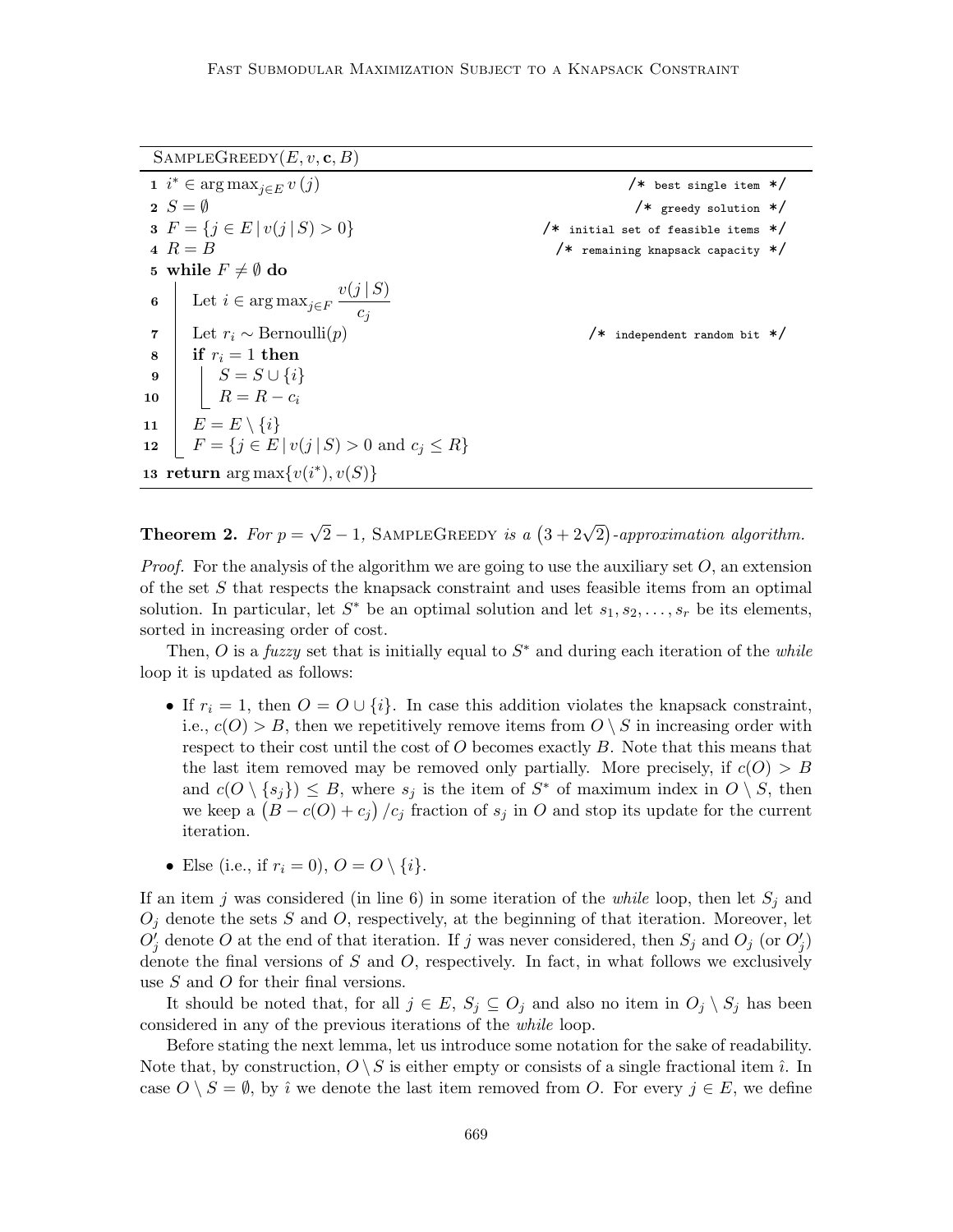```
SampleGreedy(E, v, c, B)
1  i* ∈ arg max_{j∈E} v(j)                                    /* best single item */
2  S = ∅                                                      /* greedy solution */
3  F = {j ∈ E | v(j | S) > 0}                                 /* initial set of feasible items */
4  R = B                                                      /* remaining knapsack capacity */
5  while F ≠ ∅ do
6      Let i ∈ arg max_{j∈F} v(j | S) / c_j
7      Let r_i ~ Bernoulli(p)                                 /* independent random bit */
8      if r_i = 1 then
9          S = S ∪ {i}
10         R = R − c_i
11     E = E \ {i}
12     F = {j ∈ E | v(j | S) > 0 and c_j ≤ R}
13 return arg max{v(i*), v(S)}
```

**Theorem 2.** *For $p = \sqrt{2} - 1$,* SampleGreedy *is a $\left(3 + 2\sqrt{2}\right)$-approximation algorithm.*

*Proof.* For the analysis of the algorithm we are going to use the auxiliary set $O$, an extension of the set $S$ that respects the knapsack constraint and uses feasible items from an optimal solution. In particular, let $S^*$ be an optimal solution and let $s_1, s_2, \ldots, s_r$ be its elements, sorted in increasing order of cost.

Then, $O$ is a *fuzzy* set that is initially equal to $S^*$ and during each iteration of the *while* loop it is updated as follows:

- If $r_i = 1$, then $O = O \cup \{i\}$. In case this addition violates the knapsack constraint, i.e., $c(O) > B$, then we repetitively remove items from $O \setminus S$ in increasing order with respect to their cost until the cost of $O$ becomes exactly $B$. Note that this means that the last item removed may be removed only partially. More precisely, if $c(O) > B$ and $c(O \setminus \{s_j\}) \leq B$, where $s_j$ is the item of $S^*$ of maximum index in $O \setminus S$, then we keep a $\left(B - c(O) + c_j\right)/c_j$ fraction of $s_j$ in $O$ and stop its update for the current iteration.
- Else (i.e., if $r_i = 0$), $O = O \setminus \{i\}$.

If an item $j$ was considered (in line 6) in some iteration of the *while* loop, then let $S_j$ and $O_j$ denote the sets $S$ and $O$, respectively, at the beginning of that iteration. Moreover, let $O'_j$ denote $O$ at the end of that iteration. If $j$ was never considered, then $S_j$ and $O_j$ (or $O'_j$) denote the final versions of $S$ and $O$, respectively. In fact, in what follows we exclusively use $S$ and $O$ for their final versions.

It should be noted that, for all $j \in E$, $S_j \subseteq O_j$ and also no item in $O_j \setminus S_j$ has been considered in any of the previous iterations of the *while* loop.

Before stating the next lemma, let us introduce some notation for the sake of readability. Note that, by construction, $O \setminus S$ is either empty or consists of a single fractional item $\hat{\imath}$. In case $O \setminus S = \emptyset$, by $\hat{\imath}$ we denote the last item removed from $O$. For every $j \in E$, we define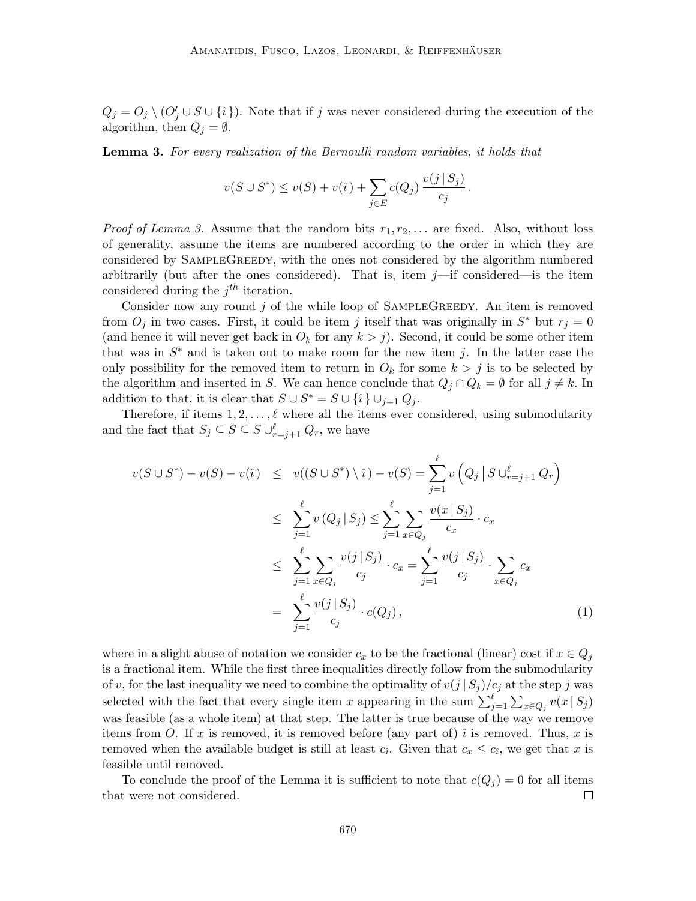$Q_j = O_j \setminus (O'_j \cup S \cup \{\hat{\imath}\})$. Note that if $j$ was never considered during the execution of the algorithm, then $Q_j = \emptyset$.

**Lemma 3.** *For every realization of the Bernoulli random variables, it holds that*

$$v(S \cup S^*) \leq v(S) + v(\hat{\imath}) + \sum_{j \in E} c(Q_j)\, \frac{v(j \,|\, S_j)}{c_j}\,.$$

*Proof of Lemma 3.* Assume that the random bits $r_1, r_2, \ldots$ are fixed. Also, without loss of generality, assume the items are numbered according to the order in which they are considered by SampleGreedy, with the ones not considered by the algorithm numbered arbitrarily (but after the ones considered). That is, item $j$—if considered—is the item considered during the $j^{th}$ iteration.

Consider now any round $j$ of the while loop of SampleGreedy. An item is removed from $O_j$ in two cases. First, it could be item $j$ itself that was originally in $S^*$ but $r_j = 0$ (and hence it will never get back in $O_k$ for any $k > j$). Second, it could be some other item that was in $S^*$ and is taken out to make room for the new item $j$. In the latter case the only possibility for the removed item to return in $O_k$ for some $k > j$ is to be selected by the algorithm and inserted in $S$. We can hence conclude that $Q_j \cap Q_k = \emptyset$ for all $j \neq k$. In addition to that, it is clear that $S \cup S^* = S \cup \{\hat{\imath}\} \cup_{j=1} Q_j$.

Therefore, if items $1, 2, \ldots, \ell$ where all the items ever considered, using submodularity and the fact that $S_j \subseteq S \subseteq S \cup_{r=j+1}^{\ell} Q_r$, we have

$$\begin{aligned}
v(S \cup S^*) - v(S) - v(\hat{\imath}) &\leq v((S \cup S^*) \setminus \hat{\imath}) - v(S) = \sum_{j=1}^{\ell} v\left(Q_j \,\middle|\, S \cup_{r=j+1}^{\ell} Q_r\right) \\
&\leq \sum_{j=1}^{\ell} v\left(Q_j \,|\, S_j\right) \leq \sum_{j=1}^{\ell} \sum_{x \in Q_j} \frac{v(x \,|\, S_j)}{c_x} \cdot c_x \\
&\leq \sum_{j=1}^{\ell} \sum_{x \in Q_j} \frac{v(j \,|\, S_j)}{c_j} \cdot c_x = \sum_{j=1}^{\ell} \frac{v(j \,|\, S_j)}{c_j} \cdot \sum_{x \in Q_j} c_x \\
&= \sum_{j=1}^{\ell} \frac{v(j \,|\, S_j)}{c_j} \cdot c(Q_j)\,, \qquad (1)
\end{aligned}$$

where in a slight abuse of notation we consider $c_x$ to be the fractional (linear) cost if $x \in Q_j$ is a fractional item. While the first three inequalities directly follow from the submodularity of $v$, for the last inequality we need to combine the optimality of $v(j \,|\, S_j)/c_j$ at the step $j$ was selected with the fact that every single item $x$ appearing in the sum $\sum_{j=1}^{\ell} \sum_{x \in Q_j} v(x \,|\, S_j)$ was feasible (as a whole item) at that step. The latter is true because of the way we remove items from $O$. If $x$ is removed, it is removed before (any part of) $\hat{\imath}$ is removed. Thus, $x$ is removed when the available budget is still at least $c_{\hat{\imath}}$. Given that $c_x \leq c_{\hat{\imath}}$, we get that $x$ is feasible until removed.

To conclude the proof of the Lemma it is sufficient to note that $c(Q_j) = 0$ for all items that were not considered. $\square$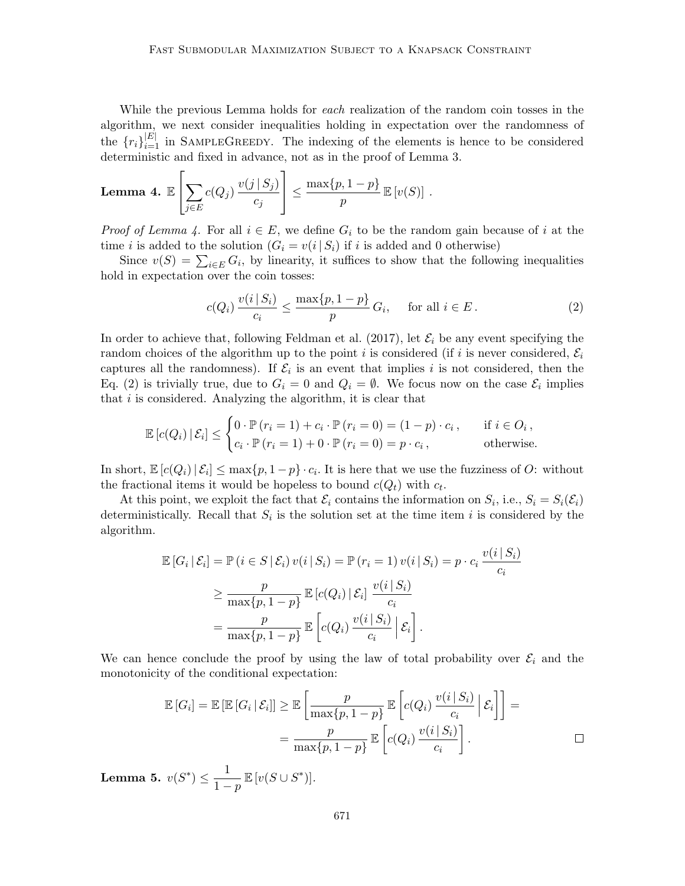While the previous Lemma holds for *each* realization of the random coin tosses in the algorithm, we next consider inequalities holding in expectation over the randomness of the $\{r_i\}_{i=1}^{|E|}$ in SampleGreedy. The indexing of the elements is hence to be considered deterministic and fixed in advance, not as in the proof of Lemma 3.

**Lemma 4.** $\mathbb{E}\left[\sum_{j \in E} c(Q_j)\, \frac{v(j \,|\, S_j)}{c_j}\right] \leq \frac{\max\{p, 1-p\}}{p}\, \mathbb{E}\left[v(S)\right]\,.$

*Proof of Lemma 4.* For all $i \in E$, we define $G_i$ to be the random gain because of $i$ at the time $i$ is added to the solution ($G_i = v(i \,|\, S_i)$ if $i$ is added and 0 otherwise)

Since $v(S) = \sum_{i \in E} G_i$, by linearity, it suffices to show that the following inequalities hold in expectation over the coin tosses:

$$c(Q_i)\, \frac{v(i \,|\, S_i)}{c_i} \leq \frac{\max\{p, 1-p\}}{p}\, G_i, \quad \text{ for all } i \in E\,. \tag{2}$$

In order to achieve that, following Feldman et al. (2017), let $\mathcal{E}_i$ be any event specifying the random choices of the algorithm up to the point $i$ is considered (if $i$ is never considered, $\mathcal{E}_i$ captures all the randomness). If $\mathcal{E}_i$ is an event that implies $i$ is not considered, then the Eq. (2) is trivially true, due to $G_i = 0$ and $Q_i = \emptyset$. We focus now on the case $\mathcal{E}_i$ implies that $i$ is considered. Analyzing the algorithm, it is clear that

$$\mathbb{E}\left[c(Q_i) \,|\, \mathcal{E}_i\right] \leq \begin{cases} 0 \cdot \mathbb{P}\left(r_i = 1\right) + c_i \cdot \mathbb{P}\left(r_i = 0\right) = (1-p) \cdot c_i\,, & \text{if } i \in O_i\,, \\ c_i \cdot \mathbb{P}\left(r_i = 1\right) + 0 \cdot \mathbb{P}\left(r_i = 0\right) = p \cdot c_i\,, & \text{otherwise.} \end{cases}$$

In short, $\mathbb{E}\left[c(Q_i) \,|\, \mathcal{E}_i\right] \leq \max\{p, 1-p\} \cdot c_i$. It is here that we use the fuzziness of $O$: without the fractional items it would be hopeless to bound $c(Q_t)$ with $c_t$.

At this point, we exploit the fact that $\mathcal{E}_i$ contains the information on $S_i$, i.e., $S_i = S_i(\mathcal{E}_i)$ deterministically. Recall that $S_i$ is the solution set at the time item $i$ is considered by the algorithm.

$$\begin{aligned} \mathbb{E}\left[G_i \,|\, \mathcal{E}_i\right] &= \mathbb{P}\left(i \in S \,|\, \mathcal{E}_i\right) v(i \,|\, S_i) = \mathbb{P}\left(r_i = 1\right) v(i \,|\, S_i) = p \cdot c_i\, \frac{v(i \,|\, S_i)}{c_i} \\ &\geq \frac{p}{\max\{p, 1-p\}}\, \mathbb{E}\left[c(Q_i) \,|\, \mathcal{E}_i\right]\, \frac{v(i \,|\, S_i)}{c_i} \\ &= \frac{p}{\max\{p, 1-p\}}\, \mathbb{E}\left[c(Q_i)\, \frac{v(i \,|\, S_i)}{c_i} \,\Big|\, \mathcal{E}_i\right]. \end{aligned}$$

We can hence conclude the proof by using the law of total probability over $\mathcal{E}_i$ and the monotonicity of the conditional expectation:

$$\begin{aligned} \mathbb{E}\left[G_i\right] = \mathbb{E}\left[\mathbb{E}\left[G_i \,|\, \mathcal{E}_i\right]\right] \geq \mathbb{E}\left[\frac{p}{\max\{p, 1-p\}}\, \mathbb{E}\left[c(Q_i)\, \frac{v(i \,|\, S_i)}{c_i} \,\Big|\, \mathcal{E}_i\right]\right] = \\ = \frac{p}{\max\{p, 1-p\}}\, \mathbb{E}\left[c(Q_i)\, \frac{v(i \,|\, S_i)}{c_i}\right]. \end{aligned}$$

□

**Lemma 5.** $v(S^*) \leq \frac{1}{1-p}\, \mathbb{E}\left[v(S \cup S^*)\right]$.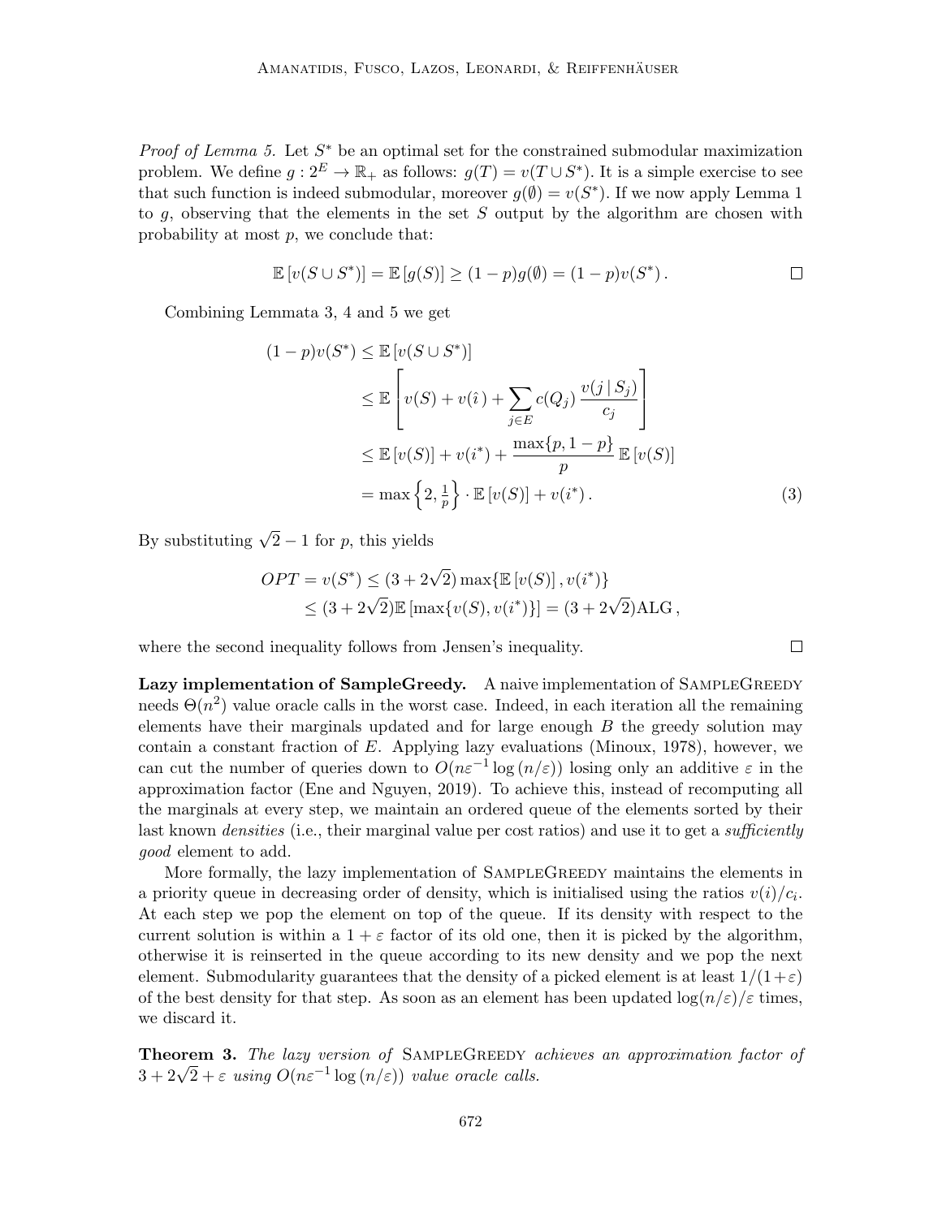*Proof of Lemma 5.* Let $S^*$ be an optimal set for the constrained submodular maximization problem. We define $g : 2^E \to \mathbb{R}_+$ as follows: $g(T) = v(T \cup S^*)$. It is a simple exercise to see that such function is indeed submodular, moreover $g(\emptyset) = v(S^*)$. If we now apply Lemma 1 to $g$, observing that the elements in the set $S$ output by the algorithm are chosen with probability at most $p$, we conclude that:

$$\mathbb{E}[v(S \cup S^*)] = \mathbb{E}[g(S)] \geq (1-p)g(\emptyset) = (1-p)v(S^*). \qquad \square$$

Combining Lemmata 3, 4 and 5 we get

$$\begin{aligned}
(1-p)v(S^*) &\leq \mathbb{E}[v(S \cup S^*)] \\
&\leq \mathbb{E}\left[ v(S) + v(\hat{\imath}\,) + \sum_{j \in E} c(Q_j)\, \frac{v(j \,|\, S_j)}{c_j} \right] \\
&\leq \mathbb{E}[v(S)] + v(i^*) + \frac{\max\{p, 1-p\}}{p}\, \mathbb{E}[v(S)] \\
&= \max\left\{2, \tfrac{1}{p}\right\} \cdot \mathbb{E}[v(S)] + v(i^*). 
\end{aligned} \tag{3}$$

By substituting $\sqrt{2}-1$ for $p$, this yields

$$\begin{aligned}
OPT = v(S^*) &\leq (3 + 2\sqrt{2}) \max\{\mathbb{E}[v(S)], v(i^*)\} \\
&\leq (3 + 2\sqrt{2}) \mathbb{E}[\max\{v(S), v(i^*)\}] = (3 + 2\sqrt{2})\text{ALG},
\end{aligned}$$

where the second inequality follows from Jensen's inequality. $\square$

**Lazy implementation of SampleGreedy.** A naive implementation of SampleGreedy needs $\Theta(n^2)$ value oracle calls in the worst case. Indeed, in each iteration all the remaining elements have their marginals updated and for large enough $B$ the greedy solution may contain a constant fraction of $E$. Applying lazy evaluations (Minoux, 1978), however, we can cut the number of queries down to $O(n\varepsilon^{-1} \log(n/\varepsilon))$ losing only an additive $\varepsilon$ in the approximation factor (Ene and Nguyen, 2019). To achieve this, instead of recomputing all the marginals at every step, we maintain an ordered queue of the elements sorted by their last known *densities* (i.e., their marginal value per cost ratios) and use it to get a *sufficiently good* element to add.

More formally, the lazy implementation of SampleGreedy maintains the elements in a priority queue in decreasing order of density, which is initialised using the ratios $v(i)/c_i$. At each step we pop the element on top of the queue. If its density with respect to the current solution is within a $1+\varepsilon$ factor of its old one, then it is picked by the algorithm, otherwise it is reinserted in the queue according to its new density and we pop the next element. Submodularity guarantees that the density of a picked element is at least $1/(1+\varepsilon)$ of the best density for that step. As soon as an element has been updated $\log(n/\varepsilon)/\varepsilon$ times, we discard it.

**Theorem 3.** *The lazy version of* SampleGreedy *achieves an approximation factor of* $3 + 2\sqrt{2} + \varepsilon$ *using* $O(n\varepsilon^{-1} \log(n/\varepsilon))$ *value oracle calls.*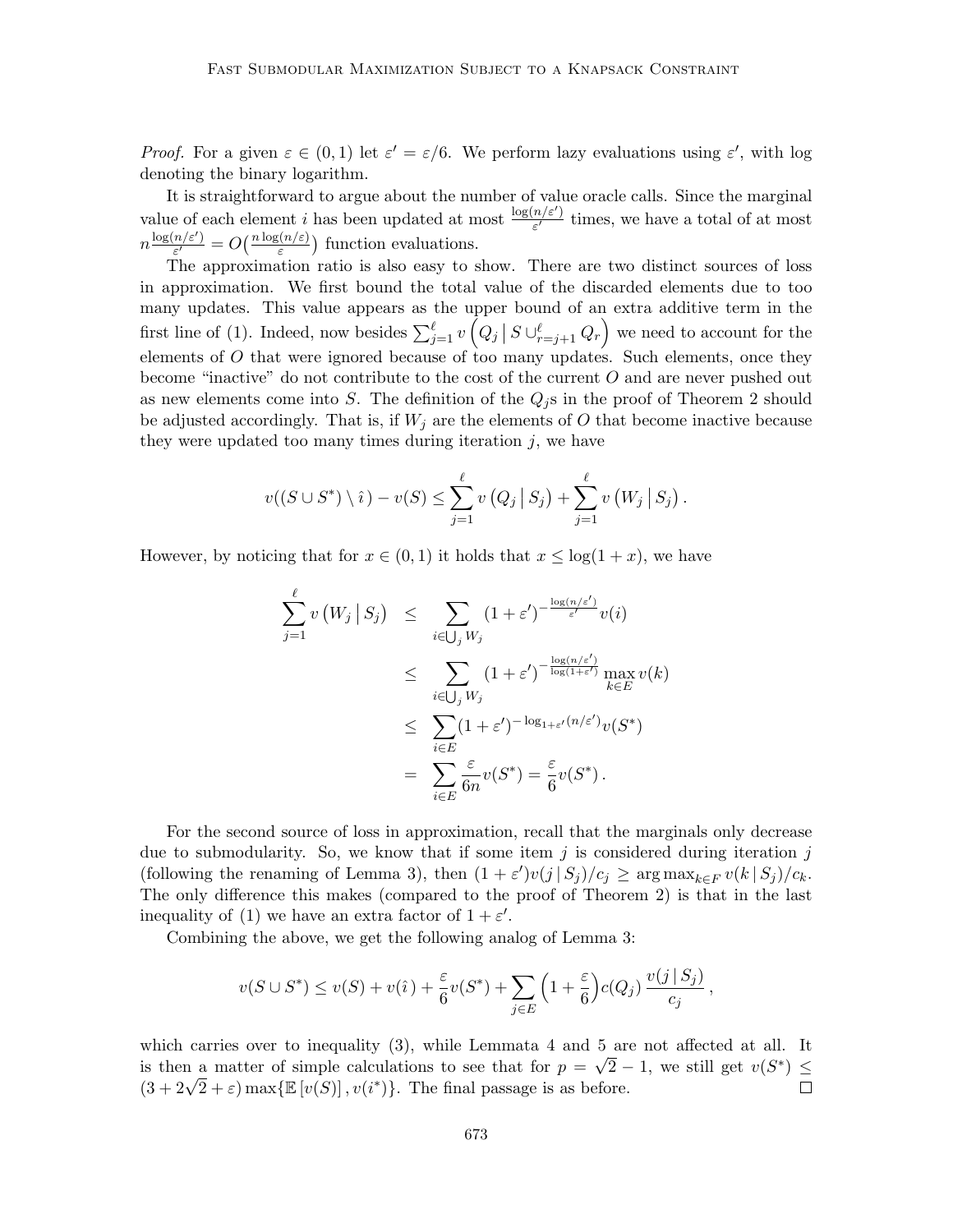*Proof.* For a given $\varepsilon \in (0,1)$ let $\varepsilon' = \varepsilon/6$. We perform lazy evaluations using $\varepsilon'$, with log denoting the binary logarithm.

It is straightforward to argue about the number of value oracle calls. Since the marginal value of each element $i$ has been updated at most $\frac{\log(n/\varepsilon')}{\varepsilon'}$ times, we have a total of at most $n\frac{\log(n/\varepsilon')}{\varepsilon'} = O\big(\frac{n\log(n/\varepsilon)}{\varepsilon}\big)$ function evaluations.

The approximation ratio is also easy to show. There are two distinct sources of loss in approximation. We first bound the total value of the discarded elements due to too many updates. This value appears as the upper bound of an extra additive term in the first line of (1). Indeed, now besides $\sum_{j=1}^{\ell} v\left(Q_j \,\middle|\, S \cup_{r=j+1}^{\ell} Q_r\right)$ we need to account for the elements of $O$ that were ignored because of too many updates. Such elements, once they become "inactive" do not contribute to the cost of the current $O$ and are never pushed out as new elements come into $S$. The definition of the $Q_j$s in the proof of Theorem 2 should be adjusted accordingly. That is, if $W_j$ are the elements of $O$ that become inactive because they were updated too many times during iteration $j$, we have

$$v((S \cup S^*) \setminus \hat{\imath}\,) - v(S) \leq \sum_{j=1}^{\ell} v\left(Q_j \,\middle|\, S_j\right) + \sum_{j=1}^{\ell} v\left(W_j \,\middle|\, S_j\right).$$

However, by noticing that for $x \in (0,1)$ it holds that $x \leq \log(1+x)$, we have

$$\begin{aligned}
\sum_{j=1}^{\ell} v\left(W_j \,\middle|\, S_j\right) &\leq \sum_{i \in \bigcup_j W_j} (1+\varepsilon')^{-\frac{\log(n/\varepsilon')}{\varepsilon'}} v(i) \\
&\leq \sum_{i \in \bigcup_j W_j} (1+\varepsilon')^{-\frac{\log(n/\varepsilon')}{\log(1+\varepsilon')}} \max_{k \in E} v(k) \\
&\leq \sum_{i \in E} (1+\varepsilon')^{-\log_{1+\varepsilon'}(n/\varepsilon')} v(S^*) \\
&= \sum_{i \in E} \frac{\varepsilon}{6n} v(S^*) = \frac{\varepsilon}{6} v(S^*)\,.
\end{aligned}$$

For the second source of loss in approximation, recall that the marginals only decrease due to submodularity. So, we know that if some item $j$ is considered during iteration $j$ (following the renaming of Lemma 3), then $(1+\varepsilon')v(j \,|\, S_j)/c_j \geq \arg\max_{k \in F} v(k \,|\, S_j)/c_k$. The only difference this makes (compared to the proof of Theorem 2) is that in the last inequality of (1) we have an extra factor of $1+\varepsilon'$.

Combining the above, we get the following analog of Lemma 3:

$$v(S \cup S^*) \leq v(S) + v(\hat{\imath}) + \frac{\varepsilon}{6} v(S^*) + \sum_{j \in E} \left(1 + \frac{\varepsilon}{6}\right) c(Q_j)\, \frac{v(j \,|\, S_j)}{c_j}\,,$$

which carries over to inequality (3), while Lemmata 4 and 5 are not affected at all. It is then a matter of simple calculations to see that for $p = \sqrt{2} - 1$, we still get $v(S^*) \leq (3 + 2\sqrt{2} + \varepsilon) \max\{\mathbb{E}\left[v(S)\right], v(i^*)\}$. The final passage is as before. $\square$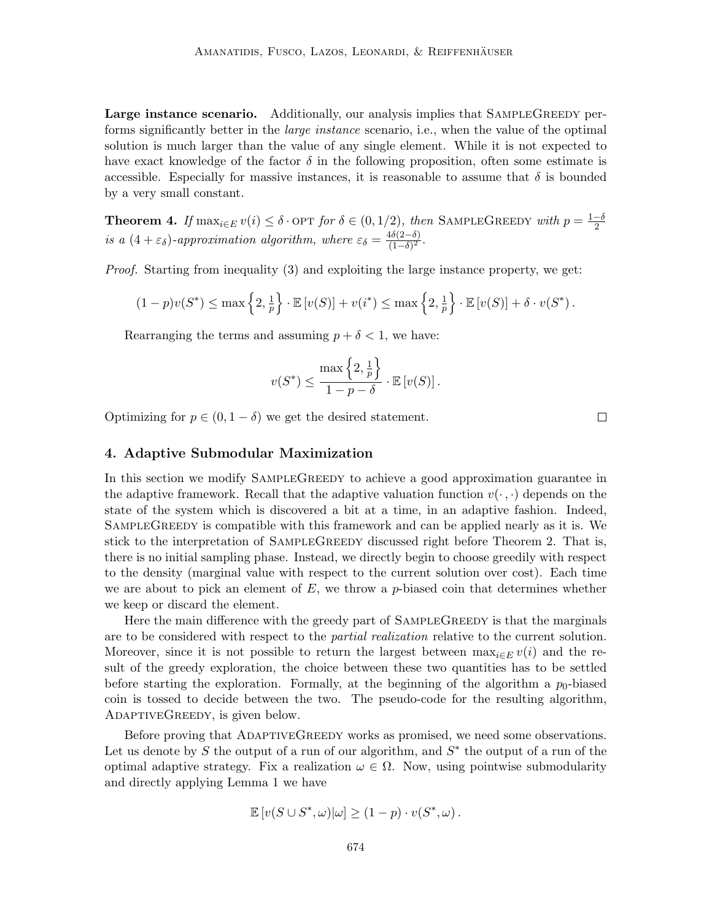**Large instance scenario.** Additionally, our analysis implies that SampleGreedy performs significantly better in the *large instance* scenario, i.e., when the value of the optimal solution is much larger than the value of any single element. While it is not expected to have exact knowledge of the factor $\delta$ in the following proposition, often some estimate is accessible. Especially for massive instances, it is reasonable to assume that $\delta$ is bounded by a very small constant.

**Theorem 4.** *If $\max_{i\in E} v(i) \leq \delta \cdot \text{OPT}$ for $\delta \in (0, 1/2)$, then* SampleGreedy *with $p = \frac{1-\delta}{2}$ is a $(4 + \varepsilon_\delta)$-approximation algorithm, where $\varepsilon_\delta = \frac{4\delta(2-\delta)}{(1-\delta)^2}$.*

*Proof.* Starting from inequality (3) and exploiting the large instance property, we get:

$$(1-p)v(S^*) \leq \max\left\{2, \tfrac{1}{p}\right\} \cdot \mathbb{E}\left[v(S)\right] + v(i^*) \leq \max\left\{2, \tfrac{1}{p}\right\} \cdot \mathbb{E}\left[v(S)\right] + \delta \cdot v(S^*) \,.$$

Rearranging the terms and assuming $p + \delta < 1$, we have:

$$v(S^*) \leq \frac{\max\left\{2, \frac{1}{p}\right\}}{1 - p - \delta} \cdot \mathbb{E}\left[v(S)\right].$$

Optimizing for $p \in (0, 1-\delta)$ we get the desired statement. $\square$

## 4. Adaptive Submodular Maximization

In this section we modify SampleGreedy to achieve a good approximation guarantee in the adaptive framework. Recall that the adaptive valuation function $v(\cdot\,,\cdot)$ depends on the state of the system which is discovered a bit at a time, in an adaptive fashion. Indeed, SampleGreedy is compatible with this framework and can be applied nearly as it is. We stick to the interpretation of SampleGreedy discussed right before Theorem 2. That is, there is no initial sampling phase. Instead, we directly begin to choose greedily with respect to the density (marginal value with respect to the current solution over cost). Each time we are about to pick an element of $E$, we throw a $p$-biased coin that determines whether we keep or discard the element.

Here the main difference with the greedy part of SampleGreedy is that the marginals are to be considered with respect to the *partial realization* relative to the current solution. Moreover, since it is not possible to return the largest between $\max_{i\in E} v(i)$ and the result of the greedy exploration, the choice between these two quantities has to be settled before starting the exploration. Formally, at the beginning of the algorithm a $p_0$-biased coin is tossed to decide between the two. The pseudo-code for the resulting algorithm, AdaptiveGreedy, is given below.

Before proving that AdaptiveGreedy works as promised, we need some observations. Let us denote by $S$ the output of a run of our algorithm, and $S^*$ the output of a run of the optimal adaptive strategy. Fix a realization $\omega \in \Omega$. Now, using pointwise submodularity and directly applying Lemma 1 we have

$$\mathbb{E}\left[v(S \cup S^*, \omega) | \omega\right] \geq (1-p) \cdot v(S^*, \omega) \,.$$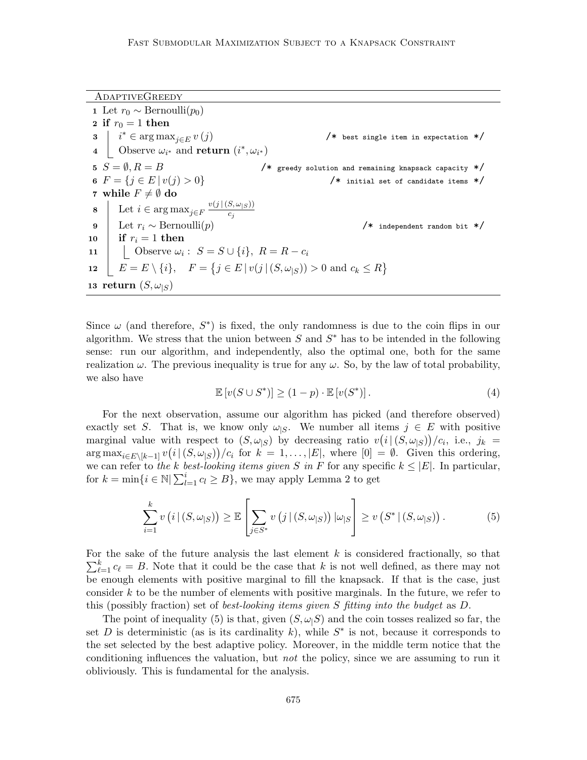```
AdaptiveGreedy
1  Let r_0 ~ Bernoulli(p_0)
2  if r_0 = 1 then
3  |   i* ∈ arg max_{j∈E} v(j)                          /* best single item in expectation */
4  |   Observe ω_{i*} and return (i*, ω_{i*})
5  S = ∅, R = B                 /* greedy solution and remaining knapsack capacity */
6  F = {j ∈ E | v(j) > 0}                              /* initial set of candidate items */
7  while F ≠ ∅ do
8  |   Let i ∈ arg max_{j∈F} v(j | (S, ω_{|S})) / c_j
9  |   Let r_i ~ Bernoulli(p)                               /* independent random bit */
10 |   if r_i = 1 then
11 |   |   Observe ω_i :  S = S ∪ {i},  R = R − c_i
12 |   E = E \ {i},    F = {j ∈ E | v(j | (S, ω_{|S})) > 0 and c_k ≤ R}
13 return (S, ω_{|S})
```

Since $\omega$ (and therefore, $S^*$) is fixed, the only randomness is due to the coin flips in our algorithm. We stress that the union between $S$ and $S^*$ has to be intended in the following sense: run our algorithm, and independently, also the optimal one, both for the same realization $\omega$. The previous inequality is true for any $\omega$. So, by the law of total probability, we also have

$$\mathbb{E}\left[v(S \cup S^*)\right] \geq (1-p) \cdot \mathbb{E}\left[v(S^*)\right]. \tag{4}$$

For the next observation, assume our algorithm has picked (and therefore observed) exactly set $S$. That is, we know only $\omega_{|S}$. We number all items $j \in E$ with positive marginal value with respect to $(S, \omega_{|S})$ by decreasing ratio $v\big(i \,|\, (S, \omega_{|S})\big)/c_i$, i.e., $j_k = \arg\max_{i \in E \setminus [k-1]} v\big(i \,|\, (S, \omega_{|S})\big)/c_i$ for $k = 1, \dots, |E|$, where $[0] = \emptyset$. Given this ordering, we can refer to *the $k$ best-looking items given $S$ in $F$* for any specific $k \leq |E|$. In particular, for $k = \min\{i \in \mathbb{N} | \sum_{l=1}^{i} c_l \geq B\}$, we may apply Lemma 2 to get

$$\sum_{i=1}^{k} v\left(i \,|\, (S, \omega_{|S})\right) \geq \mathbb{E}\left[\sum_{j \in S^*} v\left(j \,|\, (S, \omega_{|S})\right) |\omega_{|S}\right] \geq v\left(S^* \,|\, (S, \omega_{|S})\right). \tag{5}$$

For the sake of the future analysis the last element $k$ is considered fractionally, so that $\sum_{\ell=1}^{k} c_\ell = B$. Note that it could be the case that $k$ is not well defined, as there may not be enough elements with positive marginal to fill the knapsack. If that is the case, just consider $k$ to be the number of elements with positive marginals. In the future, we refer to this (possibly fraction) set of *best-looking items given $S$ fitting into the budget* as $D$.

The point of inequality (5) is that, given $(S, \omega_| S)$ and the coin tosses realized so far, the set $D$ is deterministic (as is its cardinality $k$), while $S^*$ is not, because it corresponds to the set selected by the best adaptive policy. Moreover, in the middle term notice that the conditioning influences the valuation, but *not* the policy, since we are assuming to run it obliviously. This is fundamental for the analysis.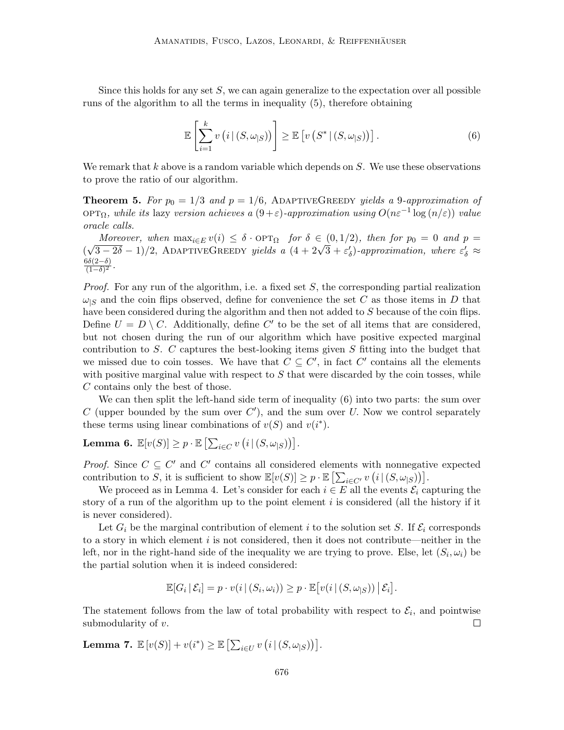Since this holds for any set $S$, we can again generalize to the expectation over all possible runs of the algorithm to all the terms in inequality (5), therefore obtaining

$$\mathbb{E}\left[\sum_{i=1}^{k} v\left(i \,|\, (S, \omega_{|S})\right)\right] \geq \mathbb{E}\left[v\left(S^* \,|\, (S, \omega_{|S})\right)\right]. \tag{6}$$

We remark that $k$ above is a random variable which depends on $S$. We use these observations to prove the ratio of our algorithm.

**Theorem 5.** *For $p_0 = 1/3$ and $p = 1/6$,* AdaptiveGreedy *yields a 9-approximation of* $\text{OPT}_\Omega$*, while its* lazy *version achieves a $(9+\varepsilon)$-approximation using $O(n\varepsilon^{-1}\log(n/\varepsilon))$ value oracle calls.*

*Moreover, when $\max_{i\in E} v(i) \leq \delta \cdot \text{OPT}_\Omega$ for $\delta \in (0, 1/2)$, then for $p_0 = 0$ and $p = (\sqrt{3-2\delta}-1)/2$,* AdaptiveGreedy *yields a $(4+2\sqrt{3}+\varepsilon'_\delta)$-approximation, where $\varepsilon'_\delta \approx \frac{6\delta(2-\delta)}{(1-\delta)^2}$.*

*Proof.* For any run of the algorithm, i.e. a fixed set $S$, the corresponding partial realization $\omega_{|S}$ and the coin flips observed, define for convenience the set $C$ as those items in $D$ that have been considered during the algorithm and then not added to $S$ because of the coin flips. Define $U = D \setminus C$. Additionally, define $C'$ to be the set of all items that are considered, but not chosen during the run of our algorithm which have positive expected marginal contribution to $S$. $C$ captures the best-looking items given $S$ fitting into the budget that we missed due to coin tosses. We have that $C \subseteq C'$, in fact $C'$ contains all the elements with positive marginal value with respect to $S$ that were discarded by the coin tosses, while $C$ contains only the best of those.

We can then split the left-hand side term of inequality (6) into two parts: the sum over $C$ (upper bounded by the sum over $C'$), and the sum over $U$. Now we control separately these terms using linear combinations of $v(S)$ and $v(i^*)$.

**Lemma 6.** $\mathbb{E}[v(S)] \geq p \cdot \mathbb{E}\left[\sum_{i\in C} v\left(i \,|\, (S, \omega_{|S})\right)\right]$.

*Proof.* Since $C \subseteq C'$ and $C'$ contains all considered elements with nonnegative expected contribution to $S$, it is sufficient to show $\mathbb{E}[v(S)] \geq p \cdot \mathbb{E}\left[\sum_{i\in C'} v\left(i \,|\, (S, \omega_{|S})\right)\right]$.

We proceed as in Lemma 4. Let's consider for each $i \in E$ all the events $\mathcal{E}_i$ capturing the story of a run of the algorithm up to the point element $i$ is considered (all the history if it is never considered).

Let $G_i$ be the marginal contribution of element $i$ to the solution set $S$. If $\mathcal{E}_i$ corresponds to a story in which element $i$ is not considered, then it does not contribute—neither in the left, nor in the right-hand side of the inequality we are trying to prove. Else, let $(S_i, \omega_i)$ be the partial solution when it is indeed considered:

$$\mathbb{E}[G_i \,|\, \mathcal{E}_i] = p \cdot v(i \,|\, (S_i, \omega_i)) \geq p \cdot \mathbb{E}\big[v(i \,|\, (S, \omega_{|S})) \,\big|\, \mathcal{E}_i\big].$$

The statement follows from the law of total probability with respect to $\mathcal{E}_i$, and pointwise submodularity of $v$. $\square$

**Lemma 7.** $\mathbb{E}\left[v(S)\right] + v(i^*) \geq \mathbb{E}\left[\sum_{i\in U} v\left(i \,|\, (S, \omega_{|S})\right)\right]$.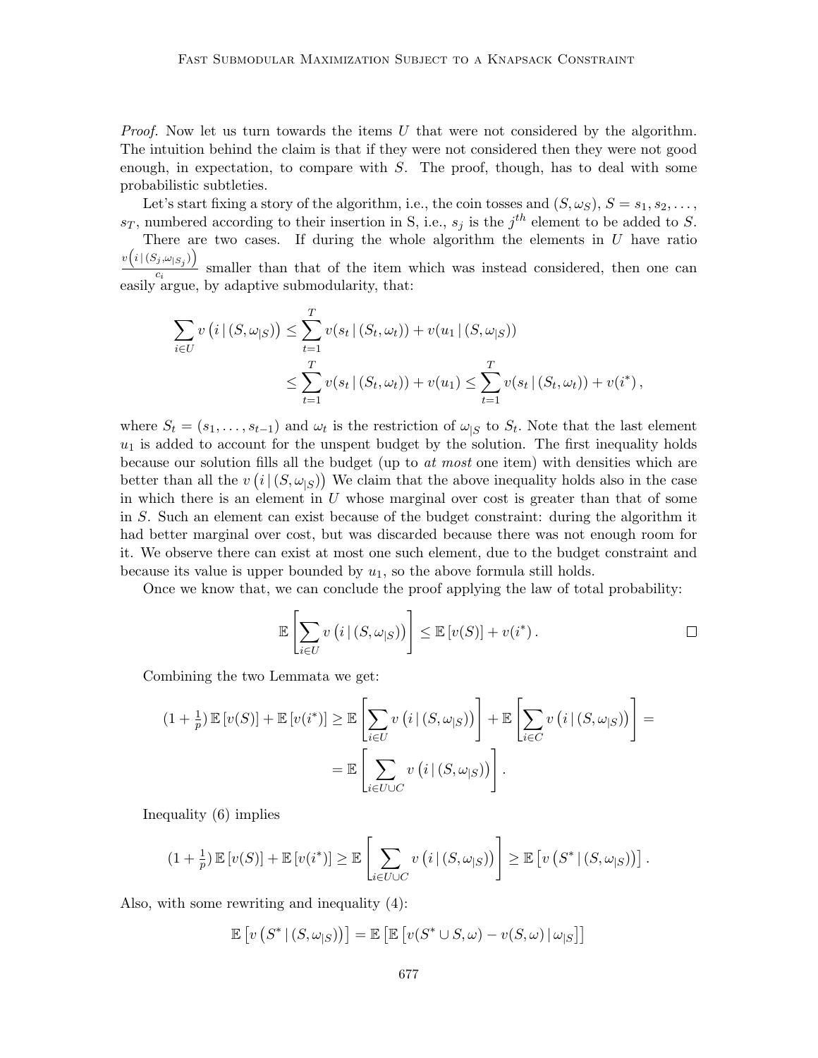*Proof.* Now let us turn towards the items $U$ that were not considered by the algorithm. The intuition behind the claim is that if they were not considered then they were not good enough, in expectation, to compare with $S$. The proof, though, has to deal with some probabilistic subtleties.

Let's start fixing a story of the algorithm, i.e., the coin tosses and $(S, \omega_S)$, $S = s_1, s_2, \dots, s_T$, numbered according to their insertion in S, i.e., $s_j$ is the $j^{th}$ element to be added to $S$.

There are two cases. If during the whole algorithm the elements in $U$ have ratio $\frac{v\left(i \,|\, (S_j, \omega_{|S_j})\right)}{c_i}$ smaller than that of the item which was instead considered, then one can easily argue, by adaptive submodularity, that:

$$
\begin{aligned}
\sum_{i \in U} v\left(i \,|\, (S, \omega_{|S})\right) &\leq \sum_{t=1}^{T} v(s_t \,|\, (S_t, \omega_t)) + v(u_1 \,|\, (S, \omega_{|S})) \\
&\leq \sum_{t=1}^{T} v(s_t \,|\, (S_t, \omega_t)) + v(u_1) \leq \sum_{t=1}^{T} v(s_t \,|\, (S_t, \omega_t)) + v(i^*) \,,
\end{aligned}
$$

where $S_t = (s_1, \dots, s_{t-1})$ and $\omega_t$ is the restriction of $\omega_{|S}$ to $S_t$. Note that the last element $u_1$ is added to account for the unspent budget by the solution. The first inequality holds because our solution fills all the budget (up to *at most* one item) with densities which are better than all the $v\left(i \,|\, (S, \omega_{|S})\right)$ We claim that the above inequality holds also in the case in which there is an element in $U$ whose marginal over cost is greater than that of some in $S$. Such an element can exist because of the budget constraint: during the algorithm it had better marginal over cost, but was discarded because there was not enough room for it. We observe there can exist at most one such element, due to the budget constraint and because its value is upper bounded by $u_1$, so the above formula still holds.

Once we know that, we can conclude the proof applying the law of total probability:

$$
\mathbb{E}\left[\sum_{i \in U} v\left(i \,|\, (S, \omega_{|S})\right)\right] \leq \mathbb{E}\left[v(S)\right] + v(i^*) \,. \qquad \square
$$

Combining the two Lemmata we get:

$$
\begin{aligned}
(1 + \tfrac{1}{p})\, \mathbb{E}\left[v(S)\right] + \mathbb{E}\left[v(i^*)\right] &\geq \mathbb{E}\left[\sum_{i \in U} v\left(i \,|\, (S, \omega_{|S})\right)\right] + \mathbb{E}\left[\sum_{i \in C} v\left(i \,|\, (S, \omega_{|S})\right)\right] = \\
&= \mathbb{E}\left[\sum_{i \in U \cup C} v\left(i \,|\, (S, \omega_{|S})\right)\right].
\end{aligned}
$$

Inequality (6) implies

$$
(1 + \tfrac{1}{p})\, \mathbb{E}\left[v(S)\right] + \mathbb{E}\left[v(i^*)\right] \geq \mathbb{E}\left[\sum_{i \in U \cup C} v\left(i \,|\, (S, \omega_{|S})\right)\right] \geq \mathbb{E}\left[v\left(S^* \,|\, (S, \omega_{|S})\right)\right].
$$

Also, with some rewriting and inequality (4):

$$
\mathbb{E}\left[v\left(S^* \,|\, (S, \omega_{|S})\right)\right] = \mathbb{E}\left[\mathbb{E}\left[v(S^* \cup S, \omega) - v(S, \omega) \,|\, \omega_{|S}\right]\right]
$$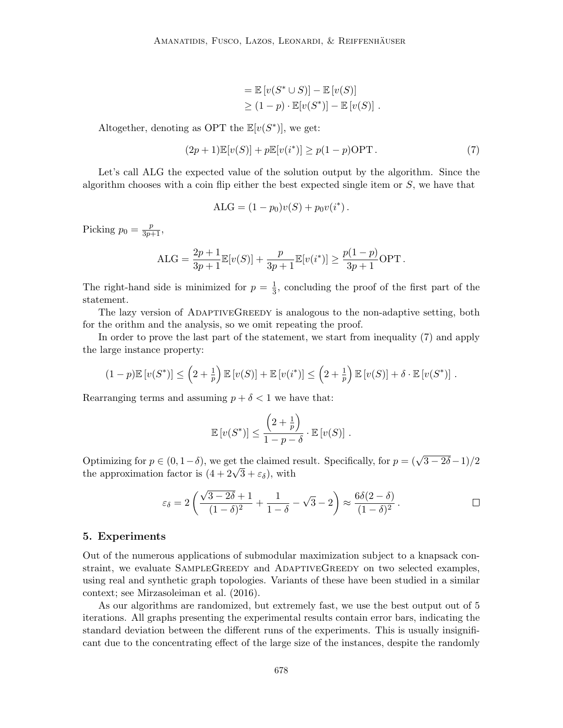$$
\begin{aligned}
&= \mathbb{E}\left[v(S^* \cup S)\right] - \mathbb{E}\left[v(S)\right] \\
&\geq (1-p) \cdot \mathbb{E}[v(S^*)] - \mathbb{E}\left[v(S)\right] .
\end{aligned}
$$

Altogether, denoting as OPT the $\mathbb{E}[v(S^*)]$, we get:

$$
(2p+1)\mathbb{E}[v(S)] + p\mathbb{E}[v(i^*)] \geq p(1-p)\text{OPT}\,. \tag{7}
$$

Let's call ALG the expected value of the solution output by the algorithm. Since the algorithm chooses with a coin flip either the best expected single item or $S$, we have that

$$
\text{ALG} = (1-p_0)v(S) + p_0 v(i^*)\,.
$$

Picking $p_0 = \frac{p}{3p+1}$,

$$
\text{ALG} = \frac{2p+1}{3p+1}\mathbb{E}[v(S)] + \frac{p}{3p+1}\mathbb{E}[v(i^*)] \geq \frac{p(1-p)}{3p+1}\text{OPT}\,.
$$

The right-hand side is minimized for $p = \frac{1}{3}$, concluding the proof of the first part of the statement.

The lazy version of AdaptiveGreedy is analogous to the non-adaptive setting, both for the orithm and the analysis, so we omit repeating the proof.

In order to prove the last part of the statement, we start from inequality (7) and apply the large instance property:

$$
(1-p)\mathbb{E}\left[v(S^*)\right] \leq \left(2 + \tfrac{1}{p}\right)\mathbb{E}\left[v(S)\right] + \mathbb{E}\left[v(i^*)\right] \leq \left(2 + \tfrac{1}{p}\right)\mathbb{E}\left[v(S)\right] + \delta \cdot \mathbb{E}\left[v(S^*)\right] .
$$

Rearranging terms and assuming $p + \delta < 1$ we have that:

$$
\mathbb{E}\left[v(S^*)\right] \leq \frac{\left(2 + \frac{1}{p}\right)}{1-p-\delta} \cdot \mathbb{E}\left[v(S)\right] .
$$

Optimizing for $p \in (0, 1-\delta)$, we get the claimed result. Specifically, for $p = (\sqrt{3-2\delta} - 1)/2$ the approximation factor is $(4 + 2\sqrt{3} + \varepsilon_\delta)$, with

$$
\varepsilon_\delta = 2\left(\frac{\sqrt{3-2\delta}+1}{(1-\delta)^2} + \frac{1}{1-\delta} - \sqrt{3} - 2\right) \approx \frac{6\delta(2-\delta)}{(1-\delta)^2}\,.
$$

□

## 5. Experiments

Out of the numerous applications of submodular maximization subject to a knapsack constraint, we evaluate SampleGreedy and AdaptiveGreedy on two selected examples, using real and synthetic graph topologies. Variants of these have been studied in a similar context; see Mirzasoleiman et al. (2016).

As our algorithms are randomized, but extremely fast, we use the best output out of 5 iterations. All graphs presenting the experimental results contain error bars, indicating the standard deviation between the different runs of the experiments. This is usually insignificant due to the concentrating effect of the large size of the instances, despite the randomly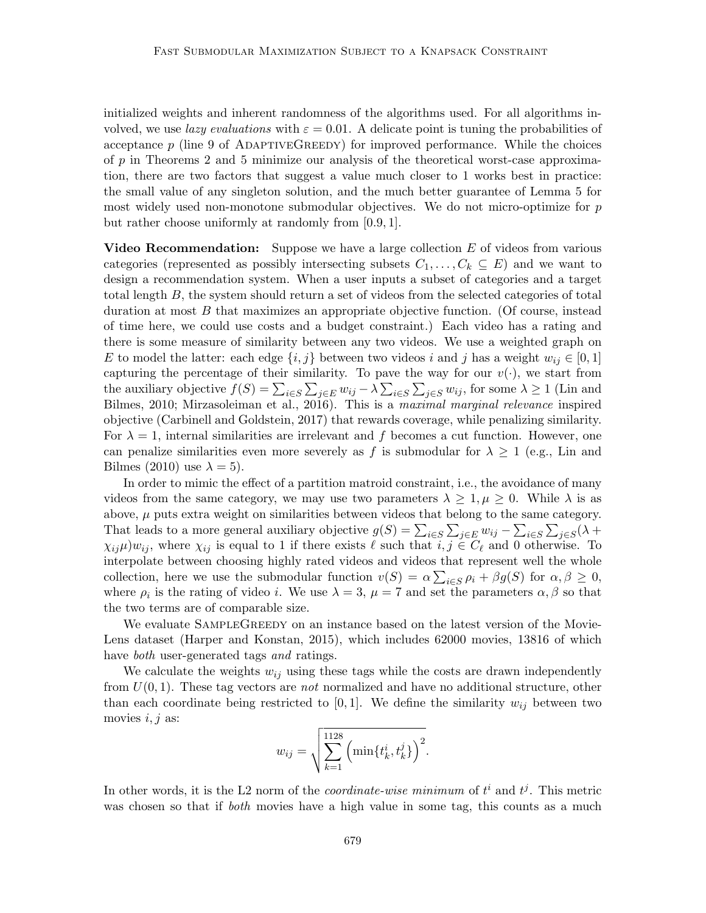initialized weights and inherent randomness of the algorithms used. For all algorithms involved, we use *lazy evaluations* with $\varepsilon = 0.01$. A delicate point is tuning the probabilities of acceptance $p$ (line 9 of AdaptiveGreedy) for improved performance. While the choices of $p$ in Theorems 2 and 5 minimize our analysis of the theoretical worst-case approximation, there are two factors that suggest a value much closer to 1 works best in practice: the small value of any singleton solution, and the much better guarantee of Lemma 5 for most widely used non-monotone submodular objectives. We do not micro-optimize for $p$ but rather choose uniformly at randomly from $[0.9, 1]$.

**Video Recommendation:** Suppose we have a large collection $E$ of videos from various categories (represented as possibly intersecting subsets $C_1, \ldots, C_k \subseteq E$) and we want to design a recommendation system. When a user inputs a subset of categories and a target total length $B$, the system should return a set of videos from the selected categories of total duration at most $B$ that maximizes an appropriate objective function. (Of course, instead of time here, we could use costs and a budget constraint.) Each video has a rating and there is some measure of similarity between any two videos. We use a weighted graph on $E$ to model the latter: each edge $\{i, j\}$ between two videos $i$ and $j$ has a weight $w_{ij} \in [0, 1]$ capturing the percentage of their similarity. To pave the way for our $v(\cdot)$, we start from the auxiliary objective $f(S) = \sum_{i \in S} \sum_{j \in E} w_{ij} - \lambda \sum_{i \in S} \sum_{j \in S} w_{ij}$, for some $\lambda \geq 1$ (Lin and Bilmes, 2010; Mirzasoleiman et al., 2016). This is a *maximal marginal relevance* inspired objective (Carbinell and Goldstein, 2017) that rewards coverage, while penalizing similarity. For $\lambda = 1$, internal similarities are irrelevant and $f$ becomes a cut function. However, one can penalize similarities even more severely as $f$ is submodular for $\lambda \geq 1$ (e.g., Lin and Bilmes (2010) use $\lambda = 5$).

In order to mimic the effect of a partition matroid constraint, i.e., the avoidance of many videos from the same category, we may use two parameters $\lambda \geq 1, \mu \geq 0$. While $\lambda$ is as above, $\mu$ puts extra weight on similarities between videos that belong to the same category. That leads to a more general auxiliary objective $g(S) = \sum_{i \in S} \sum_{j \in E} w_{ij} - \sum_{i \in S} \sum_{j \in S} (\lambda + \chi_{ij} \mu) w_{ij}$, where $\chi_{ij}$ is equal to 1 if there exists $\ell$ such that $i, j \in C_\ell$ and 0 otherwise. To interpolate between choosing highly rated videos and videos that represent well the whole collection, here we use the submodular function $v(S) = \alpha \sum_{i \in S} \rho_i + \beta g(S)$ for $\alpha, \beta \geq 0$, where $\rho_i$ is the rating of video $i$. We use $\lambda = 3$, $\mu = 7$ and set the parameters $\alpha, \beta$ so that the two terms are of comparable size.

We evaluate SampleGreedy on an instance based on the latest version of the MovieLens dataset (Harper and Konstan, 2015), which includes 62000 movies, 13816 of which have *both* user-generated tags *and* ratings.

We calculate the weights $w_{ij}$ using these tags while the costs are drawn independently from $U(0, 1)$. These tag vectors are *not* normalized and have no additional structure, other than each coordinate being restricted to $[0, 1]$. We define the similarity $w_{ij}$ between two movies $i, j$ as:

$$w_{ij} = \sqrt{\sum_{k=1}^{1128} \left( \min\{t_k^i, t_k^j\} \right)^2}.$$

In other words, it is the L2 norm of the *coordinate-wise minimum* of $t^i$ and $t^j$. This metric was chosen so that if *both* movies have a high value in some tag, this counts as a much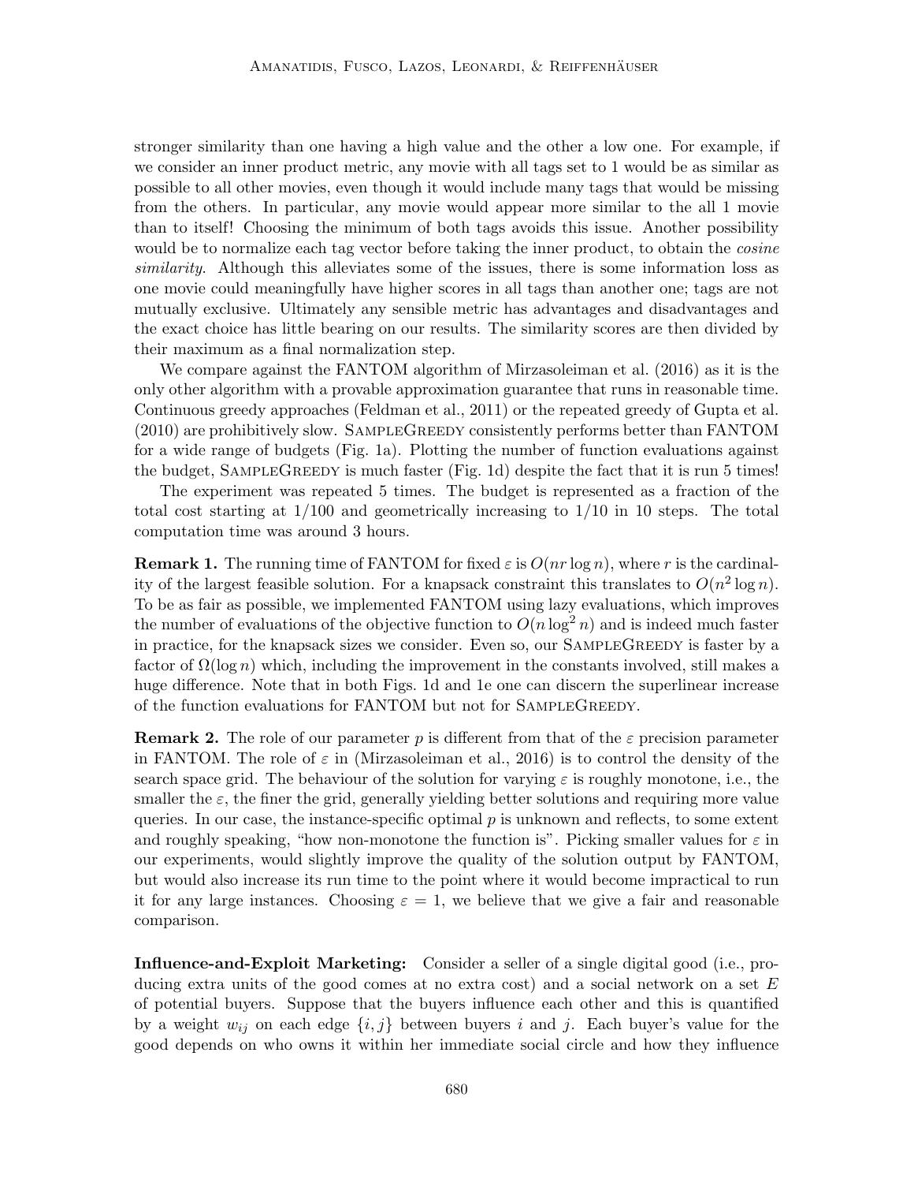stronger similarity than one having a high value and the other a low one. For example, if we consider an inner product metric, any movie with all tags set to 1 would be as similar as possible to all other movies, even though it would include many tags that would be missing from the others. In particular, any movie would appear more similar to the all 1 movie than to itself! Choosing the minimum of both tags avoids this issue. Another possibility would be to normalize each tag vector before taking the inner product, to obtain the *cosine similarity*. Although this alleviates some of the issues, there is some information loss as one movie could meaningfully have higher scores in all tags than another one; tags are not mutually exclusive. Ultimately any sensible metric has advantages and disadvantages and the exact choice has little bearing on our results. The similarity scores are then divided by their maximum as a final normalization step.

We compare against the FANTOM algorithm of Mirzasoleiman et al. (2016) as it is the only other algorithm with a provable approximation guarantee that runs in reasonable time. Continuous greedy approaches (Feldman et al., 2011) or the repeated greedy of Gupta et al. (2010) are prohibitively slow. SampleGreedy consistently performs better than FANTOM for a wide range of budgets (Fig. 1a). Plotting the number of function evaluations against the budget, SampleGreedy is much faster (Fig. 1d) despite the fact that it is run 5 times!

The experiment was repeated 5 times. The budget is represented as a fraction of the total cost starting at 1/100 and geometrically increasing to 1/10 in 10 steps. The total computation time was around 3 hours.

**Remark 1.** The running time of FANTOM for fixed $\varepsilon$ is $O(nr \log n)$, where $r$ is the cardinality of the largest feasible solution. For a knapsack constraint this translates to $O(n^2 \log n)$. To be as fair as possible, we implemented FANTOM using lazy evaluations, which improves the number of evaluations of the objective function to $O(n \log^2 n)$ and is indeed much faster in practice, for the knapsack sizes we consider. Even so, our SampleGreedy is faster by a factor of $\Omega(\log n)$ which, including the improvement in the constants involved, still makes a huge difference. Note that in both Figs. 1d and 1e one can discern the superlinear increase of the function evaluations for FANTOM but not for SampleGreedy.

**Remark 2.** The role of our parameter $p$ is different from that of the $\varepsilon$ precision parameter in FANTOM. The role of $\varepsilon$ in (Mirzasoleiman et al., 2016) is to control the density of the search space grid. The behaviour of the solution for varying $\varepsilon$ is roughly monotone, i.e., the smaller the $\varepsilon$, the finer the grid, generally yielding better solutions and requiring more value queries. In our case, the instance-specific optimal $p$ is unknown and reflects, to some extent and roughly speaking, "how non-monotone the function is". Picking smaller values for $\varepsilon$ in our experiments, would slightly improve the quality of the solution output by FANTOM, but would also increase its run time to the point where it would become impractical to run it for any large instances. Choosing $\varepsilon = 1$, we believe that we give a fair and reasonable comparison.

**Influence-and-Exploit Marketing:** Consider a seller of a single digital good (i.e., producing extra units of the good comes at no extra cost) and a social network on a set $E$ of potential buyers. Suppose that the buyers influence each other and this is quantified by a weight $w_{ij}$ on each edge $\{i, j\}$ between buyers $i$ and $j$. Each buyer's value for the good depends on who owns it within her immediate social circle and how they influence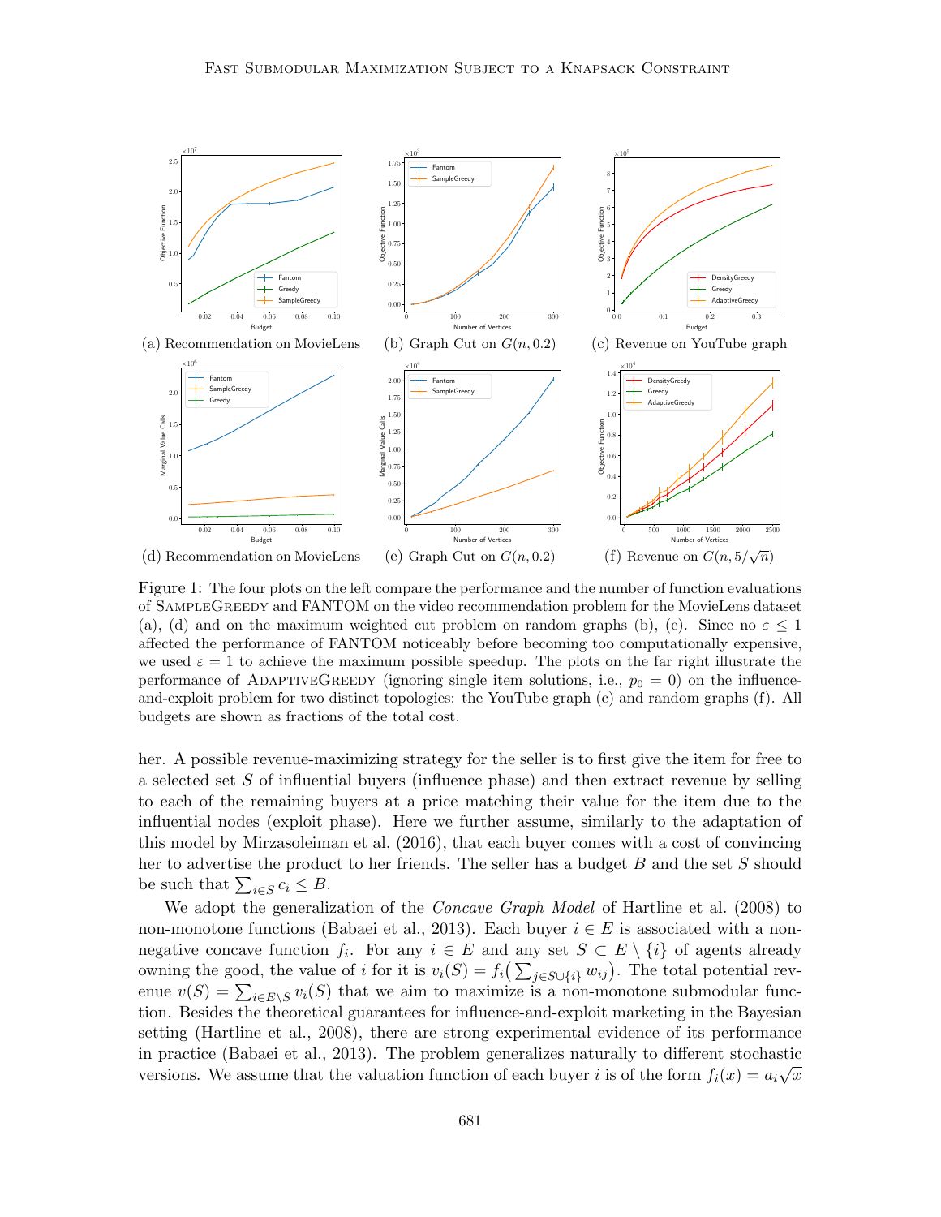(a) Recommendation on MovieLens

(b) Graph Cut on $G(n, 0.2)$

(c) Revenue on YouTube graph

(d) Recommendation on MovieLens

(e) Graph Cut on $G(n, 0.2)$

(f) Revenue on $G(n, 5/\sqrt{n})$

Figure 1: The four plots on the left compare the performance and the number of function evaluations of SampleGreedy and FANTOM on the video recommendation problem for the MovieLens dataset (a), (d) and on the maximum weighted cut problem on random graphs (b), (e). Since no $\varepsilon \leq 1$ affected the performance of FANTOM noticeably before becoming too computationally expensive, we used $\varepsilon = 1$ to achieve the maximum possible speedup. The plots on the far right illustrate the performance of AdaptiveGreedy (ignoring single item solutions, i.e., $p_0 = 0$) on the influence-and-exploit problem for two distinct topologies: the YouTube graph (c) and random graphs (f). All budgets are shown as fractions of the total cost.

her. A possible revenue-maximizing strategy for the seller is to first give the item for free to a selected set $S$ of influential buyers (influence phase) and then extract revenue by selling to each of the remaining buyers at a price matching their value for the item due to the influential nodes (exploit phase). Here we further assume, similarly to the adaptation of this model by Mirzasoleiman et al. (2016), that each buyer comes with a cost of convincing her to advertise the product to her friends. The seller has a budget $B$ and the set $S$ should be such that $\sum_{i \in S} c_i \leq B$.

We adopt the generalization of the *Concave Graph Model* of Hartline et al. (2008) to non-monotone functions (Babaei et al., 2013). Each buyer $i \in E$ is associated with a non-negative concave function $f_i$. For any $i \in E$ and any set $S \subset E \setminus \{i\}$ of agents already owning the good, the value of $i$ for it is $v_i(S) = f_i\big(\sum_{j \in S \cup \{i\}} w_{ij}\big)$. The total potential revenue $v(S) = \sum_{i \in E \setminus S} v_i(S)$ that we aim to maximize is a non-monotone submodular function. Besides the theoretical guarantees for influence-and-exploit marketing in the Bayesian setting (Hartline et al., 2008), there are strong experimental evidence of its performance in practice (Babaei et al., 2013). The problem generalizes naturally to different stochastic versions. We assume that the valuation function of each buyer $i$ is of the form $f_i(x) = a_i\sqrt{x}$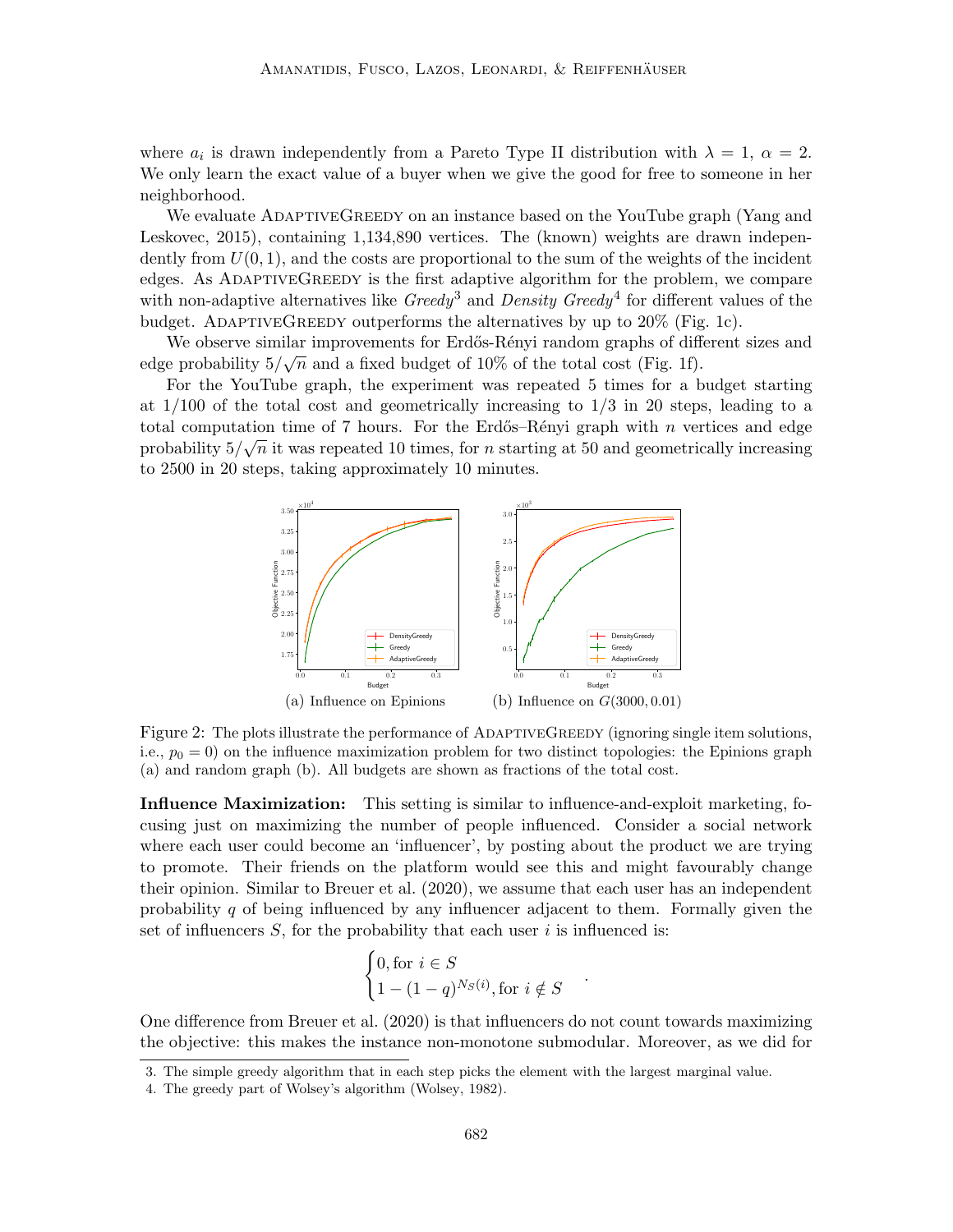where $a_i$ is drawn independently from a Pareto Type II distribution with $\lambda = 1$, $\alpha = 2$. We only learn the exact value of a buyer when we give the good for free to someone in her neighborhood.

We evaluate AdaptiveGreedy on an instance based on the YouTube graph (Yang and Leskovec, 2015), containing 1,134,890 vertices. The (known) weights are drawn independently from $U(0, 1)$, and the costs are proportional to the sum of the weights of the incident edges. As AdaptiveGreedy is the first adaptive algorithm for the problem, we compare with non-adaptive alternatives like *Greedy*[3] and *Density Greedy*[4] for different values of the budget. AdaptiveGreedy outperforms the alternatives by up to 20% (Fig. 1c).

We observe similar improvements for Erdős-Rényi random graphs of different sizes and edge probability $5/\sqrt{n}$ and a fixed budget of 10% of the total cost (Fig. 1f).

For the YouTube graph, the experiment was repeated 5 times for a budget starting at 1/100 of the total cost and geometrically increasing to 1/3 in 20 steps, leading to a total computation time of 7 hours. For the Erdős–Rényi graph with $n$ vertices and edge probability $5/\sqrt{n}$ it was repeated 10 times, for $n$ starting at 50 and geometrically increasing to 2500 in 20 steps, taking approximately 10 minutes.

(a) Influence on Epinions (b) Influence on $G(3000, 0.01)$

Figure 2: The plots illustrate the performance of AdaptiveGreedy (ignoring single item solutions, i.e., $p_0 = 0$) on the influence maximization problem for two distinct topologies: the Epinions graph (a) and random graph (b). All budgets are shown as fractions of the total cost.

**Influence Maximization:** This setting is similar to influence-and-exploit marketing, focusing just on maximizing the number of people influenced. Consider a social network where each user could become an 'influencer', by posting about the product we are trying to promote. Their friends on the platform would see this and might favourably change their opinion. Similar to Breuer et al. (2020), we assume that each user has an independent probability $q$ of being influenced by any influencer adjacent to them. Formally given the set of influencers $S$, for the probability that each user $i$ is influenced is:

$$\begin{cases} 0, \text{for } i \in S \\ 1 - (1-q)^{N_S(i)}, \text{for } i \notin S \end{cases}.$$

One difference from Breuer et al. (2020) is that influencers do not count towards maximizing the objective: this makes the instance non-monotone submodular. Moreover, as we did for

3. The simple greedy algorithm that in each step picks the element with the largest marginal value.
4. The greedy part of Wolsey's algorithm (Wolsey, 1982).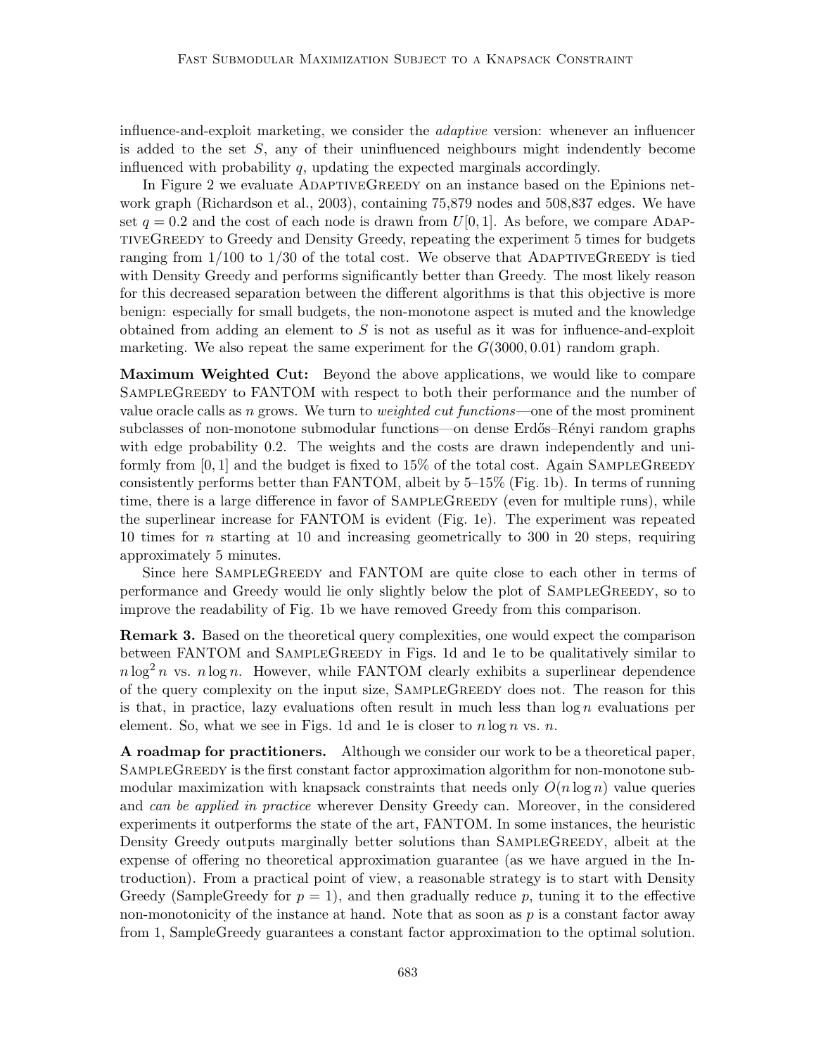influence-and-exploit marketing, we consider the *adaptive* version: whenever an influencer is added to the set $S$, any of their uninfluenced neighbours might indendently become influenced with probability $q$, updating the expected marginals accordingly.

In Figure 2 we evaluate AdaptiveGreedy on an instance based on the Epinions network graph (Richardson et al., 2003), containing 75,879 nodes and 508,837 edges. We have set $q = 0.2$ and the cost of each node is drawn from $U[0, 1]$. As before, we compare AdaptiveGreedy to Greedy and Density Greedy, repeating the experiment 5 times for budgets ranging from $1/100$ to $1/30$ of the total cost. We observe that AdaptiveGreedy is tied with Density Greedy and performs significantly better than Greedy. The most likely reason for this decreased separation between the different algorithms is that this objective is more benign: especially for small budgets, the non-monotone aspect is muted and the knowledge obtained from adding an element to $S$ is not as useful as it was for influence-and-exploit marketing. We also repeat the same experiment for the $G(3000, 0.01)$ random graph.

**Maximum Weighted Cut:** Beyond the above applications, we would like to compare SampleGreedy to FANTOM with respect to both their performance and the number of value oracle calls as $n$ grows. We turn to *weighted cut functions*—one of the most prominent subclasses of non-monotone submodular functions—on dense Erdős–Rényi random graphs with edge probability 0.2. The weights and the costs are drawn independently and uniformly from $[0, 1]$ and the budget is fixed to 15% of the total cost. Again SampleGreedy consistently performs better than FANTOM, albeit by 5–15% (Fig. 1b). In terms of running time, there is a large difference in favor of SampleGreedy (even for multiple runs), while the superlinear increase for FANTOM is evident (Fig. 1e). The experiment was repeated 10 times for $n$ starting at 10 and increasing geometrically to 300 in 20 steps, requiring approximately 5 minutes.

Since here SampleGreedy and FANTOM are quite close to each other in terms of performance and Greedy would lie only slightly below the plot of SampleGreedy, so to improve the readability of Fig. 1b we have removed Greedy from this comparison.

**Remark 3.** Based on the theoretical query complexities, one would expect the comparison between FANTOM and SampleGreedy in Figs. 1d and 1e to be qualitatively similar to $n \log^2 n$ vs. $n \log n$. However, while FANTOM clearly exhibits a superlinear dependence of the query complexity on the input size, SampleGreedy does not. The reason for this is that, in practice, lazy evaluations often result in much less than $\log n$ evaluations per element. So, what we see in Figs. 1d and 1e is closer to $n \log n$ vs. $n$.

**A roadmap for practitioners.** Although we consider our work to be a theoretical paper, SampleGreedy is the first constant factor approximation algorithm for non-monotone submodular maximization with knapsack constraints that needs only $O(n \log n)$ value queries and *can be applied in practice* wherever Density Greedy can. Moreover, in the considered experiments it outperforms the state of the art, FANTOM. In some instances, the heuristic Density Greedy outputs marginally better solutions than SampleGreedy, albeit at the expense of offering no theoretical approximation guarantee (as we have argued in the Introduction). From a practical point of view, a reasonable strategy is to start with Density Greedy (SampleGreedy for $p = 1$), and then gradually reduce $p$, tuning it to the effective non-monotonicity of the instance at hand. Note that as soon as $p$ is a constant factor away from 1, SampleGreedy guarantees a constant factor approximation to the optimal solution.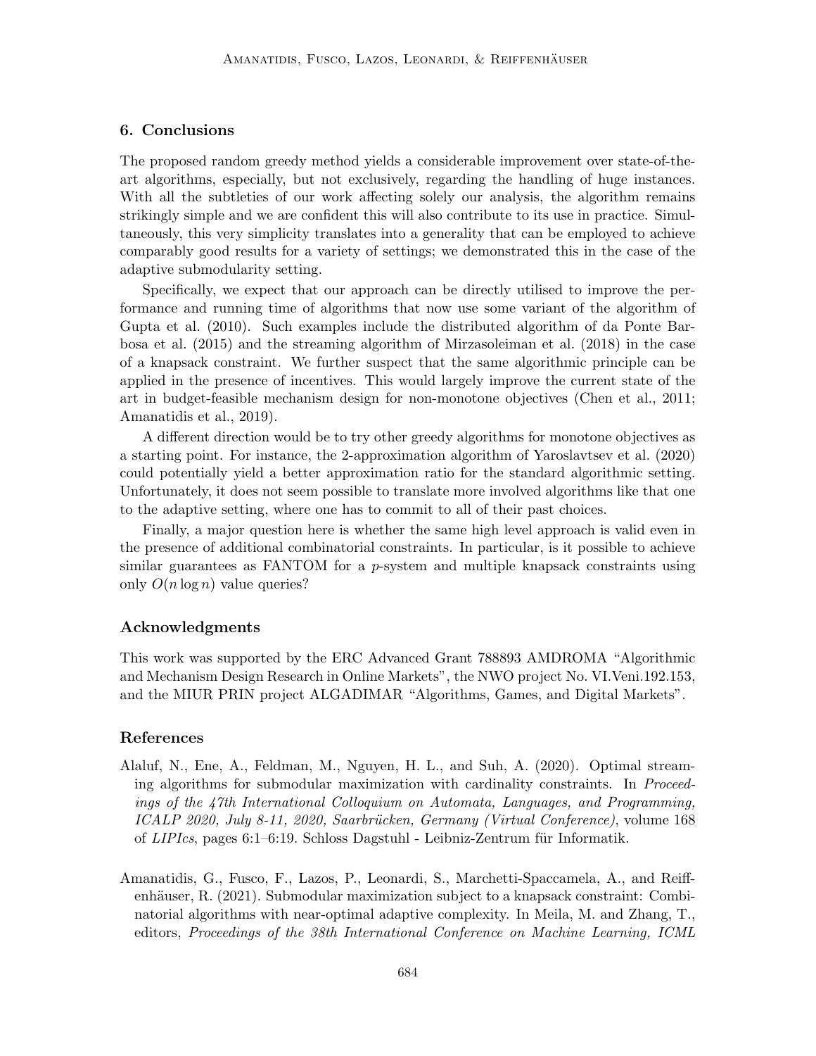## 6. Conclusions

The proposed random greedy method yields a considerable improvement over state-of-the-art algorithms, especially, but not exclusively, regarding the handling of huge instances. With all the subtleties of our work affecting solely our analysis, the algorithm remains strikingly simple and we are confident this will also contribute to its use in practice. Simultaneously, this very simplicity translates into a generality that can be employed to achieve comparably good results for a variety of settings; we demonstrated this in the case of the adaptive submodularity setting.

Specifically, we expect that our approach can be directly utilised to improve the performance and running time of algorithms that now use some variant of the algorithm of Gupta et al. (2010). Such examples include the distributed algorithm of da Ponte Barbosa et al. (2015) and the streaming algorithm of Mirzasoleiman et al. (2018) in the case of a knapsack constraint. We further suspect that the same algorithmic principle can be applied in the presence of incentives. This would largely improve the current state of the art in budget-feasible mechanism design for non-monotone objectives (Chen et al., 2011; Amanatidis et al., 2019).

A different direction would be to try other greedy algorithms for monotone objectives as a starting point. For instance, the 2-approximation algorithm of Yaroslavtsev et al. (2020) could potentially yield a better approximation ratio for the standard algorithmic setting. Unfortunately, it does not seem possible to translate more involved algorithms like that one to the adaptive setting, where one has to commit to all of their past choices.

Finally, a major question here is whether the same high level approach is valid even in the presence of additional combinatorial constraints. In particular, is it possible to achieve similar guarantees as FANTOM for a $p$-system and multiple knapsack constraints using only $O(n \log n)$ value queries?

## Acknowledgments

This work was supported by the ERC Advanced Grant 788893 AMDROMA "Algorithmic and Mechanism Design Research in Online Markets", the NWO project No. VI.Veni.192.153, and the MIUR PRIN project ALGADIMAR "Algorithms, Games, and Digital Markets".

## References

Alaluf, N., Ene, A., Feldman, M., Nguyen, H. L., and Suh, A. (2020). Optimal streaming algorithms for submodular maximization with cardinality constraints. In *Proceedings of the 47th International Colloquium on Automata, Languages, and Programming, ICALP 2020, July 8-11, 2020, Saarbrücken, Germany (Virtual Conference)*, volume 168 of *LIPIcs*, pages 6:1–6:19. Schloss Dagstuhl - Leibniz-Zentrum für Informatik.

Amanatidis, G., Fusco, F., Lazos, P., Leonardi, S., Marchetti-Spaccamela, A., and Reiffenhäuser, R. (2021). Submodular maximization subject to a knapsack constraint: Combinatorial algorithms with near-optimal adaptive complexity. In Meila, M. and Zhang, T., editors, *Proceedings of the 38th International Conference on Machine Learning, ICML*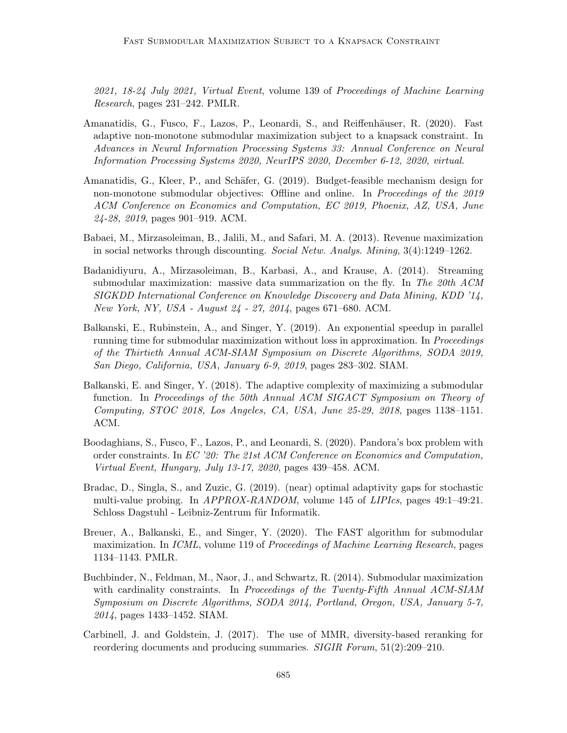*2021, 18-24 July 2021, Virtual Event*, volume 139 of *Proceedings of Machine Learning Research*, pages 231–242. PMLR.

Amanatidis, G., Fusco, F., Lazos, P., Leonardi, S., and Reiffenhäuser, R. (2020). Fast adaptive non-monotone submodular maximization subject to a knapsack constraint. In *Advances in Neural Information Processing Systems 33: Annual Conference on Neural Information Processing Systems 2020, NeurIPS 2020, December 6-12, 2020, virtual*.

Amanatidis, G., Kleer, P., and Schäfer, G. (2019). Budget-feasible mechanism design for non-monotone submodular objectives: Offline and online. In *Proceedings of the 2019 ACM Conference on Economics and Computation, EC 2019, Phoenix, AZ, USA, June 24-28, 2019*, pages 901–919. ACM.

Babaei, M., Mirzasoleiman, B., Jalili, M., and Safari, M. A. (2013). Revenue maximization in social networks through discounting. *Social Netw. Analys. Mining*, 3(4):1249–1262.

Badanidiyuru, A., Mirzasoleiman, B., Karbasi, A., and Krause, A. (2014). Streaming submodular maximization: massive data summarization on the fly. In *The 20th ACM SIGKDD International Conference on Knowledge Discovery and Data Mining, KDD '14, New York, NY, USA - August 24 - 27, 2014*, pages 671–680. ACM.

Balkanski, E., Rubinstein, A., and Singer, Y. (2019). An exponential speedup in parallel running time for submodular maximization without loss in approximation. In *Proceedings of the Thirtieth Annual ACM-SIAM Symposium on Discrete Algorithms, SODA 2019, San Diego, California, USA, January 6-9, 2019*, pages 283–302. SIAM.

Balkanski, E. and Singer, Y. (2018). The adaptive complexity of maximizing a submodular function. In *Proceedings of the 50th Annual ACM SIGACT Symposium on Theory of Computing, STOC 2018, Los Angeles, CA, USA, June 25-29, 2018*, pages 1138–1151. ACM.

Boodaghians, S., Fusco, F., Lazos, P., and Leonardi, S. (2020). Pandora's box problem with order constraints. In *EC '20: The 21st ACM Conference on Economics and Computation, Virtual Event, Hungary, July 13-17, 2020*, pages 439–458. ACM.

Bradac, D., Singla, S., and Zuzic, G. (2019). (near) optimal adaptivity gaps for stochastic multi-value probing. In *APPROX-RANDOM*, volume 145 of *LIPIcs*, pages 49:1–49:21. Schloss Dagstuhl - Leibniz-Zentrum für Informatik.

Breuer, A., Balkanski, E., and Singer, Y. (2020). The FAST algorithm for submodular maximization. In *ICML*, volume 119 of *Proceedings of Machine Learning Research*, pages 1134–1143. PMLR.

Buchbinder, N., Feldman, M., Naor, J., and Schwartz, R. (2014). Submodular maximization with cardinality constraints. In *Proceedings of the Twenty-Fifth Annual ACM-SIAM Symposium on Discrete Algorithms, SODA 2014, Portland, Oregon, USA, January 5-7, 2014*, pages 1433–1452. SIAM.

Carbinell, J. and Goldstein, J. (2017). The use of MMR, diversity-based reranking for reordering documents and producing summaries. *SIGIR Forum*, 51(2):209–210.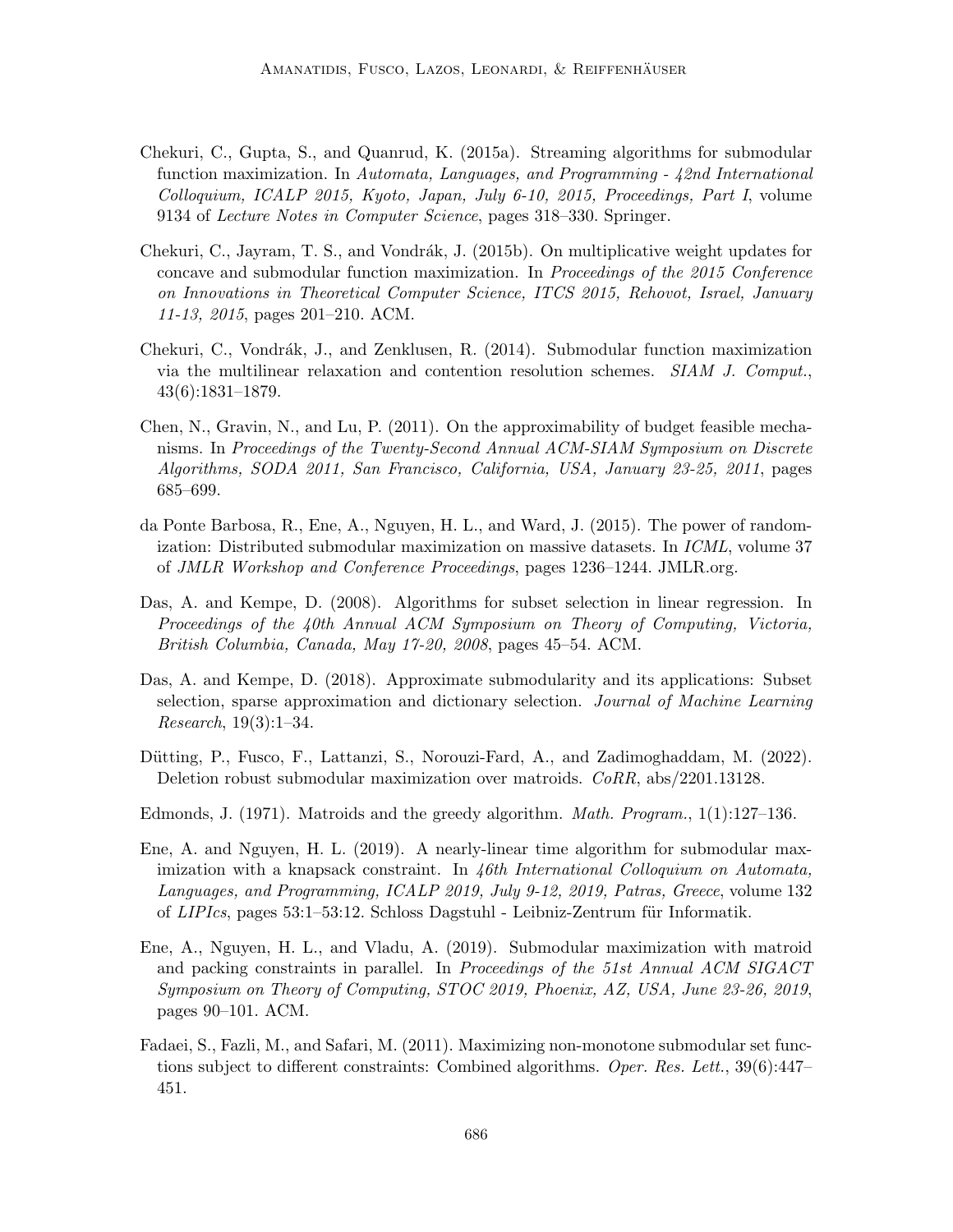Chekuri, C., Gupta, S., and Quanrud, K. (2015a). Streaming algorithms for submodular function maximization. In *Automata, Languages, and Programming - 42nd International Colloquium, ICALP 2015, Kyoto, Japan, July 6-10, 2015, Proceedings, Part I*, volume 9134 of *Lecture Notes in Computer Science*, pages 318–330. Springer.

Chekuri, C., Jayram, T. S., and Vondrák, J. (2015b). On multiplicative weight updates for concave and submodular function maximization. In *Proceedings of the 2015 Conference on Innovations in Theoretical Computer Science, ITCS 2015, Rehovot, Israel, January 11-13, 2015*, pages 201–210. ACM.

Chekuri, C., Vondrák, J., and Zenklusen, R. (2014). Submodular function maximization via the multilinear relaxation and contention resolution schemes. *SIAM J. Comput.*, 43(6):1831–1879.

Chen, N., Gravin, N., and Lu, P. (2011). On the approximability of budget feasible mechanisms. In *Proceedings of the Twenty-Second Annual ACM-SIAM Symposium on Discrete Algorithms, SODA 2011, San Francisco, California, USA, January 23-25, 2011*, pages 685–699.

da Ponte Barbosa, R., Ene, A., Nguyen, H. L., and Ward, J. (2015). The power of randomization: Distributed submodular maximization on massive datasets. In *ICML*, volume 37 of *JMLR Workshop and Conference Proceedings*, pages 1236–1244. JMLR.org.

Das, A. and Kempe, D. (2008). Algorithms for subset selection in linear regression. In *Proceedings of the 40th Annual ACM Symposium on Theory of Computing, Victoria, British Columbia, Canada, May 17-20, 2008*, pages 45–54. ACM.

Das, A. and Kempe, D. (2018). Approximate submodularity and its applications: Subset selection, sparse approximation and dictionary selection. *Journal of Machine Learning Research*, 19(3):1–34.

Dütting, P., Fusco, F., Lattanzi, S., Norouzi-Fard, A., and Zadimoghaddam, M. (2022). Deletion robust submodular maximization over matroids. *CoRR*, abs/2201.13128.

Edmonds, J. (1971). Matroids and the greedy algorithm. *Math. Program.*, 1(1):127–136.

Ene, A. and Nguyen, H. L. (2019). A nearly-linear time algorithm for submodular maximization with a knapsack constraint. In *46th International Colloquium on Automata, Languages, and Programming, ICALP 2019, July 9-12, 2019, Patras, Greece*, volume 132 of *LIPIcs*, pages 53:1–53:12. Schloss Dagstuhl - Leibniz-Zentrum für Informatik.

Ene, A., Nguyen, H. L., and Vladu, A. (2019). Submodular maximization with matroid and packing constraints in parallel. In *Proceedings of the 51st Annual ACM SIGACT Symposium on Theory of Computing, STOC 2019, Phoenix, AZ, USA, June 23-26, 2019*, pages 90–101. ACM.

Fadaei, S., Fazli, M., and Safari, M. (2011). Maximizing non-monotone submodular set functions subject to different constraints: Combined algorithms. *Oper. Res. Lett.*, 39(6):447–451.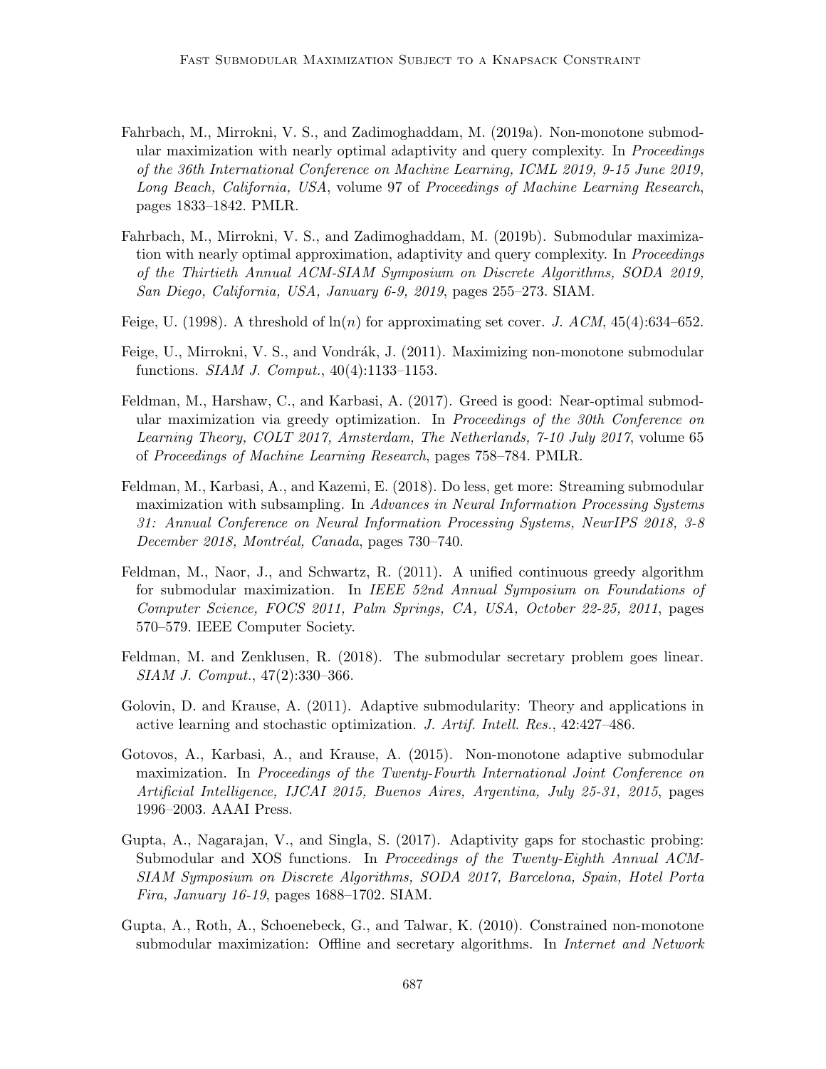Fahrbach, M., Mirrokni, V. S., and Zadimoghaddam, M. (2019a). Non-monotone submodular maximization with nearly optimal adaptivity and query complexity. In *Proceedings of the 36th International Conference on Machine Learning, ICML 2019, 9-15 June 2019, Long Beach, California, USA*, volume 97 of *Proceedings of Machine Learning Research*, pages 1833–1842. PMLR.

Fahrbach, M., Mirrokni, V. S., and Zadimoghaddam, M. (2019b). Submodular maximization with nearly optimal approximation, adaptivity and query complexity. In *Proceedings of the Thirtieth Annual ACM-SIAM Symposium on Discrete Algorithms, SODA 2019, San Diego, California, USA, January 6-9, 2019*, pages 255–273. SIAM.

Feige, U. (1998). A threshold of $\ln(n)$ for approximating set cover. *J. ACM*, 45(4):634–652.

Feige, U., Mirrokni, V. S., and Vondrák, J. (2011). Maximizing non-monotone submodular functions. *SIAM J. Comput.*, 40(4):1133–1153.

Feldman, M., Harshaw, C., and Karbasi, A. (2017). Greed is good: Near-optimal submodular maximization via greedy optimization. In *Proceedings of the 30th Conference on Learning Theory, COLT 2017, Amsterdam, The Netherlands, 7-10 July 2017*, volume 65 of *Proceedings of Machine Learning Research*, pages 758–784. PMLR.

Feldman, M., Karbasi, A., and Kazemi, E. (2018). Do less, get more: Streaming submodular maximization with subsampling. In *Advances in Neural Information Processing Systems 31: Annual Conference on Neural Information Processing Systems, NeurIPS 2018, 3-8 December 2018, Montréal, Canada*, pages 730–740.

Feldman, M., Naor, J., and Schwartz, R. (2011). A unified continuous greedy algorithm for submodular maximization. In *IEEE 52nd Annual Symposium on Foundations of Computer Science, FOCS 2011, Palm Springs, CA, USA, October 22-25, 2011*, pages 570–579. IEEE Computer Society.

Feldman, M. and Zenklusen, R. (2018). The submodular secretary problem goes linear. *SIAM J. Comput.*, 47(2):330–366.

Golovin, D. and Krause, A. (2011). Adaptive submodularity: Theory and applications in active learning and stochastic optimization. *J. Artif. Intell. Res.*, 42:427–486.

Gotovos, A., Karbasi, A., and Krause, A. (2015). Non-monotone adaptive submodular maximization. In *Proceedings of the Twenty-Fourth International Joint Conference on Artificial Intelligence, IJCAI 2015, Buenos Aires, Argentina, July 25-31, 2015*, pages 1996–2003. AAAI Press.

Gupta, A., Nagarajan, V., and Singla, S. (2017). Adaptivity gaps for stochastic probing: Submodular and XOS functions. In *Proceedings of the Twenty-Eighth Annual ACM-SIAM Symposium on Discrete Algorithms, SODA 2017, Barcelona, Spain, Hotel Porta Fira, January 16-19*, pages 1688–1702. SIAM.

Gupta, A., Roth, A., Schoenebeck, G., and Talwar, K. (2010). Constrained non-monotone submodular maximization: Offline and secretary algorithms. In *Internet and Network*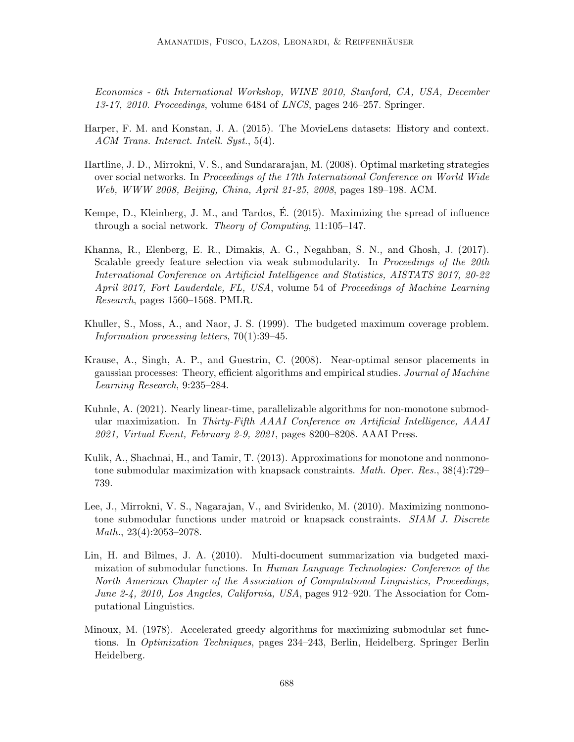*Economics - 6th International Workshop, WINE 2010, Stanford, CA, USA, December 13-17, 2010. Proceedings*, volume 6484 of *LNCS*, pages 246–257. Springer.

Harper, F. M. and Konstan, J. A. (2015). The MovieLens datasets: History and context. *ACM Trans. Interact. Intell. Syst.*, 5(4).

Hartline, J. D., Mirrokni, V. S., and Sundararajan, M. (2008). Optimal marketing strategies over social networks. In *Proceedings of the 17th International Conference on World Wide Web, WWW 2008, Beijing, China, April 21-25, 2008*, pages 189–198. ACM.

Kempe, D., Kleinberg, J. M., and Tardos, É. (2015). Maximizing the spread of influence through a social network. *Theory of Computing*, 11:105–147.

Khanna, R., Elenberg, E. R., Dimakis, A. G., Negahban, S. N., and Ghosh, J. (2017). Scalable greedy feature selection via weak submodularity. In *Proceedings of the 20th International Conference on Artificial Intelligence and Statistics, AISTATS 2017, 20-22 April 2017, Fort Lauderdale, FL, USA*, volume 54 of *Proceedings of Machine Learning Research*, pages 1560–1568. PMLR.

Khuller, S., Moss, A., and Naor, J. S. (1999). The budgeted maximum coverage problem. *Information processing letters*, 70(1):39–45.

Krause, A., Singh, A. P., and Guestrin, C. (2008). Near-optimal sensor placements in gaussian processes: Theory, efficient algorithms and empirical studies. *Journal of Machine Learning Research*, 9:235–284.

Kuhnle, A. (2021). Nearly linear-time, parallelizable algorithms for non-monotone submodular maximization. In *Thirty-Fifth AAAI Conference on Artificial Intelligence, AAAI 2021, Virtual Event, February 2-9, 2021*, pages 8200–8208. AAAI Press.

Kulik, A., Shachnai, H., and Tamir, T. (2013). Approximations for monotone and nonmonotone submodular maximization with knapsack constraints. *Math. Oper. Res.*, 38(4):729–739.

Lee, J., Mirrokni, V. S., Nagarajan, V., and Sviridenko, M. (2010). Maximizing nonmonotone submodular functions under matroid or knapsack constraints. *SIAM J. Discrete Math.*, 23(4):2053–2078.

Lin, H. and Bilmes, J. A. (2010). Multi-document summarization via budgeted maximization of submodular functions. In *Human Language Technologies: Conference of the North American Chapter of the Association of Computational Linguistics, Proceedings, June 2-4, 2010, Los Angeles, California, USA*, pages 912–920. The Association for Computational Linguistics.

Minoux, M. (1978). Accelerated greedy algorithms for maximizing submodular set functions. In *Optimization Techniques*, pages 234–243, Berlin, Heidelberg. Springer Berlin Heidelberg.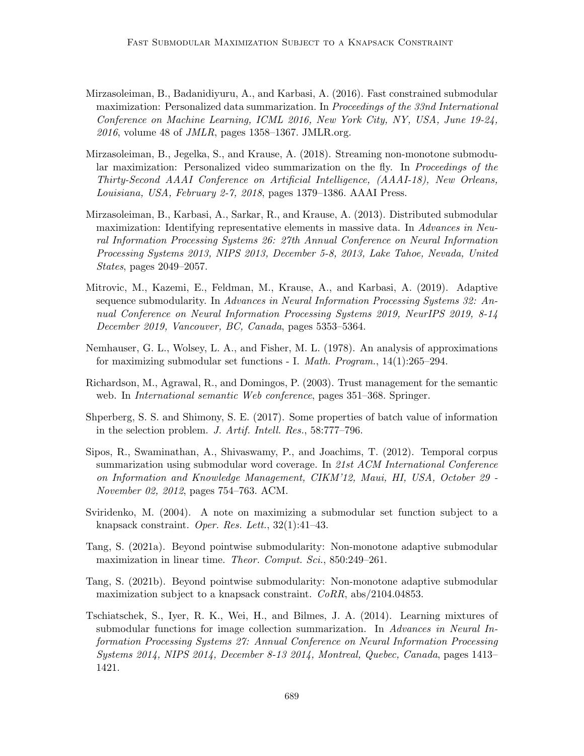Mirzasoleiman, B., Badanidiyuru, A., and Karbasi, A. (2016). Fast constrained submodular maximization: Personalized data summarization. In *Proceedings of the 33nd International Conference on Machine Learning, ICML 2016, New York City, NY, USA, June 19-24, 2016*, volume 48 of *JMLR*, pages 1358–1367. JMLR.org.

Mirzasoleiman, B., Jegelka, S., and Krause, A. (2018). Streaming non-monotone submodular maximization: Personalized video summarization on the fly. In *Proceedings of the Thirty-Second AAAI Conference on Artificial Intelligence, (AAAI-18), New Orleans, Louisiana, USA, February 2-7, 2018*, pages 1379–1386. AAAI Press.

Mirzasoleiman, B., Karbasi, A., Sarkar, R., and Krause, A. (2013). Distributed submodular maximization: Identifying representative elements in massive data. In *Advances in Neural Information Processing Systems 26: 27th Annual Conference on Neural Information Processing Systems 2013, NIPS 2013, December 5-8, 2013, Lake Tahoe, Nevada, United States*, pages 2049–2057.

Mitrovic, M., Kazemi, E., Feldman, M., Krause, A., and Karbasi, A. (2019). Adaptive sequence submodularity. In *Advances in Neural Information Processing Systems 32: Annual Conference on Neural Information Processing Systems 2019, NeurIPS 2019, 8-14 December 2019, Vancouver, BC, Canada*, pages 5353–5364.

Nemhauser, G. L., Wolsey, L. A., and Fisher, M. L. (1978). An analysis of approximations for maximizing submodular set functions - I. *Math. Program.*, 14(1):265–294.

Richardson, M., Agrawal, R., and Domingos, P. (2003). Trust management for the semantic web. In *International semantic Web conference*, pages 351–368. Springer.

Shperberg, S. S. and Shimony, S. E. (2017). Some properties of batch value of information in the selection problem. *J. Artif. Intell. Res.*, 58:777–796.

Sipos, R., Swaminathan, A., Shivaswamy, P., and Joachims, T. (2012). Temporal corpus summarization using submodular word coverage. In *21st ACM International Conference on Information and Knowledge Management, CIKM'12, Maui, HI, USA, October 29 - November 02, 2012*, pages 754–763. ACM.

Sviridenko, M. (2004). A note on maximizing a submodular set function subject to a knapsack constraint. *Oper. Res. Lett.*, 32(1):41–43.

Tang, S. (2021a). Beyond pointwise submodularity: Non-monotone adaptive submodular maximization in linear time. *Theor. Comput. Sci.*, 850:249–261.

Tang, S. (2021b). Beyond pointwise submodularity: Non-monotone adaptive submodular maximization subject to a knapsack constraint. *CoRR*, abs/2104.04853.

Tschiatschek, S., Iyer, R. K., Wei, H., and Bilmes, J. A. (2014). Learning mixtures of submodular functions for image collection summarization. In *Advances in Neural Information Processing Systems 27: Annual Conference on Neural Information Processing Systems 2014, NIPS 2014, December 8-13 2014, Montreal, Quebec, Canada*, pages 1413–1421.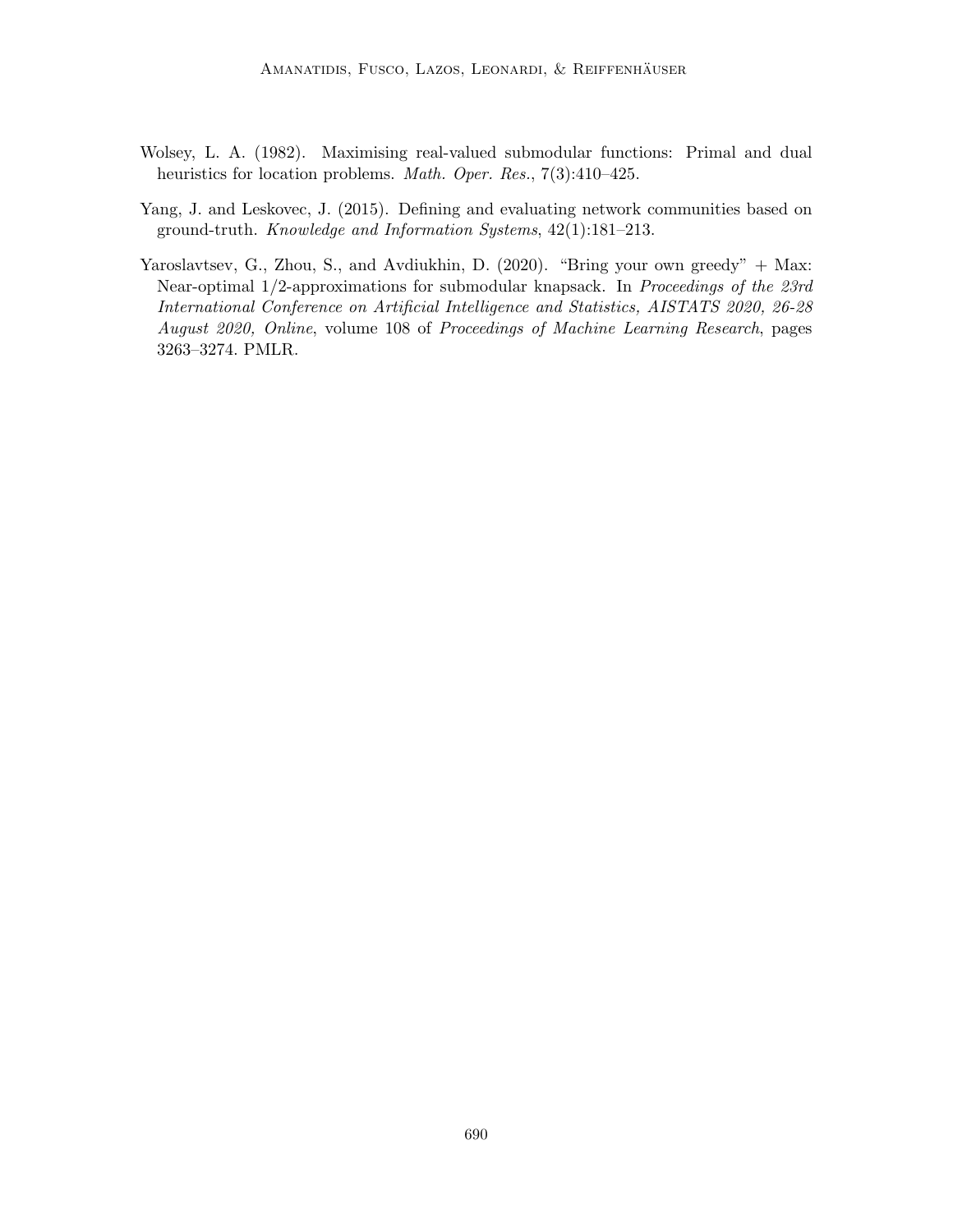Wolsey, L. A. (1982). Maximising real-valued submodular functions: Primal and dual heuristics for location problems. *Math. Oper. Res.*, 7(3):410–425.

Yang, J. and Leskovec, J. (2015). Defining and evaluating network communities based on ground-truth. *Knowledge and Information Systems*, 42(1):181–213.

Yaroslavtsev, G., Zhou, S., and Avdiukhin, D. (2020). "Bring your own greedy" + Max: Near-optimal 1/2-approximations for submodular knapsack. In *Proceedings of the 23rd International Conference on Artificial Intelligence and Statistics, AISTATS 2020, 26-28 August 2020, Online*, volume 108 of *Proceedings of Machine Learning Research*, pages 3263–3274. PMLR.